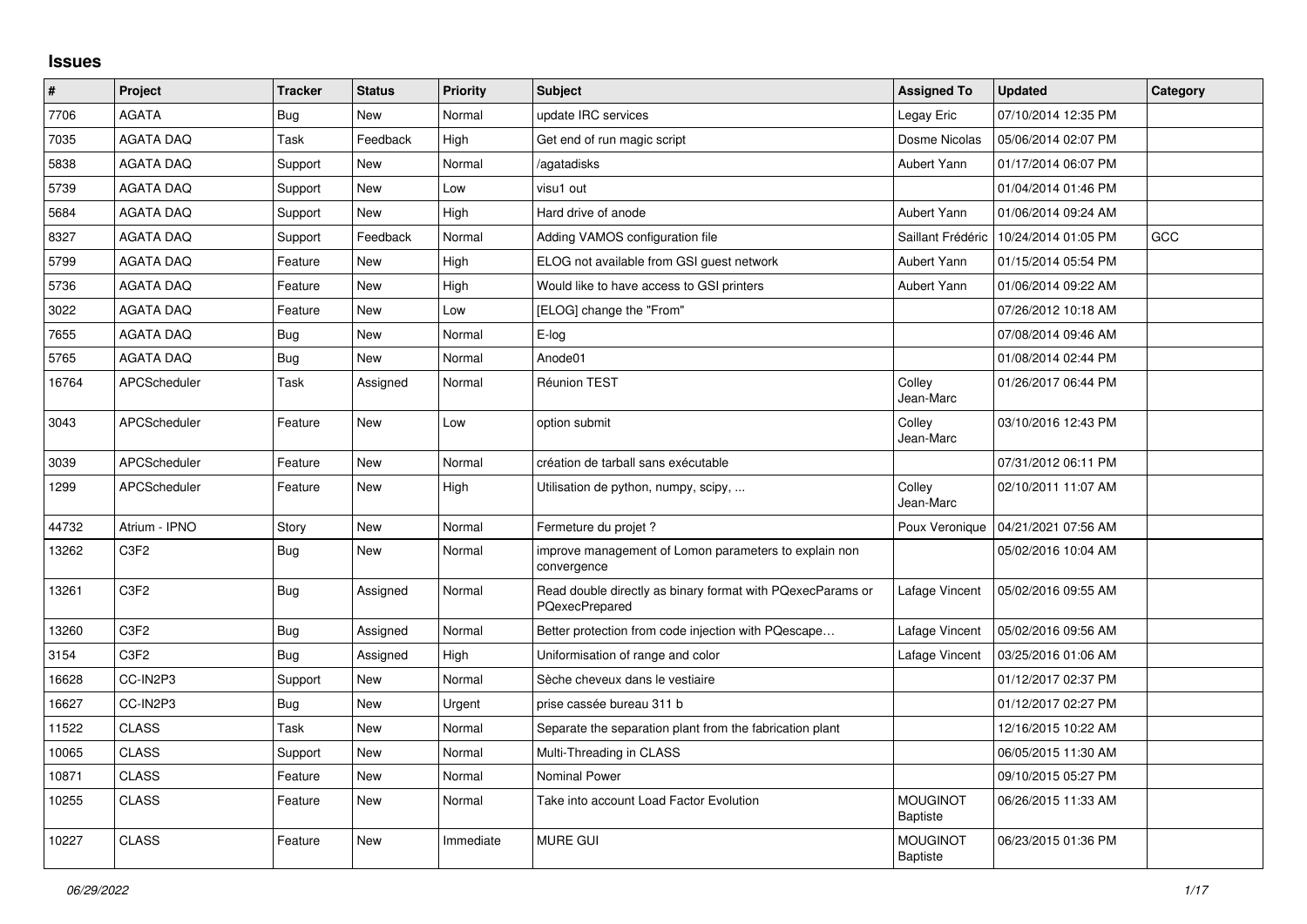## Issues

| # | Project | Tracker | Status | Priority | Subject | Assigned To | Updated | Category |
|---|---|---|---|---|---|---|---|---|
| 7706 | AGATA | Bug | New | Normal | update IRC services | Legay Eric | 07/10/2014 12:35 PM | |
| 7035 | AGATA DAQ | Task | Feedback | High | Get end of run magic script | Dosme Nicolas | 05/06/2014 02:07 PM | |
| 5838 | AGATA DAQ | Support | New | Normal | /agatadisks | Aubert Yann | 01/17/2014 06:07 PM | |
| 5739 | AGATA DAQ | Support | New | Low | visu1 out | | 01/04/2014 01:46 PM | |
| 5684 | AGATA DAQ | Support | New | High | Hard drive of anode | Aubert Yann | 01/06/2014 09:24 AM | |
| 8327 | AGATA DAQ | Support | Feedback | Normal | Adding VAMOS configuration file | Saillant Frédéric | 10/24/2014 01:05 PM | GCC |
| 5799 | AGATA DAQ | Feature | New | High | ELOG not available from GSI guest network | Aubert Yann | 01/15/2014 05:54 PM | |
| 5736 | AGATA DAQ | Feature | New | High | Would like to have access to GSI printers | Aubert Yann | 01/06/2014 09:22 AM | |
| 3022 | AGATA DAQ | Feature | New | Low | [ELOG] change the "From" | | 07/26/2012 10:18 AM | |
| 7655 | AGATA DAQ | Bug | New | Normal | E-log | | 07/08/2014 09:46 AM | |
| 5765 | AGATA DAQ | Bug | New | Normal | Anode01 | | 01/08/2014 02:44 PM | |
| 16764 | APCScheduler | Task | Assigned | Normal | Réunion TEST | Colley Jean-Marc | 01/26/2017 06:44 PM | |
| 3043 | APCScheduler | Feature | New | Low | option submit | Colley Jean-Marc | 03/10/2016 12:43 PM | |
| 3039 | APCScheduler | Feature | New | Normal | création de tarball sans exécutable | | 07/31/2012 06:11 PM | |
| 1299 | APCScheduler | Feature | New | High | Utilisation de python, numpy, scipy, ... | Colley Jean-Marc | 02/10/2011 11:07 AM | |
| 44732 | Atrium - IPNO | Story | New | Normal | Fermeture du projet ? | Poux Veronique | 04/21/2021 07:56 AM | |
| 13262 | C3F2 | Bug | New | Normal | improve management of Lomon parameters to explain non convergence | | 05/02/2016 10:04 AM | |
| 13261 | C3F2 | Bug | Assigned | Normal | Read double directly as binary format with PQexecParams or PQexecPrepared | Lafage Vincent | 05/02/2016 09:55 AM | |
| 13260 | C3F2 | Bug | Assigned | Normal | Better protection from code injection with PQescape… | Lafage Vincent | 05/02/2016 09:56 AM | |
| 3154 | C3F2 | Bug | Assigned | High | Uniformisation of range and color | Lafage Vincent | 03/25/2016 01:06 AM | |
| 16628 | CC-IN2P3 | Support | New | Normal | Sèche cheveux dans le vestiaire | | 01/12/2017 02:37 PM | |
| 16627 | CC-IN2P3 | Bug | New | Urgent | prise cassée bureau 311 b | | 01/12/2017 02:27 PM | |
| 11522 | CLASS | Task | New | Normal | Separate the separation plant from the fabrication plant | | 12/16/2015 10:22 AM | |
| 10065 | CLASS | Support | New | Normal | Multi-Threading in CLASS | | 06/05/2015 11:30 AM | |
| 10871 | CLASS | Feature | New | Normal | Nominal Power | | 09/10/2015 05:27 PM | |
| 10255 | CLASS | Feature | New | Normal | Take into account Load Factor Evolution | MOUGINOT Baptiste | 06/26/2015 11:33 AM | |
| 10227 | CLASS | Feature | New | Immediate | MURE GUI | MOUGINOT Baptiste | 06/23/2015 01:36 PM | |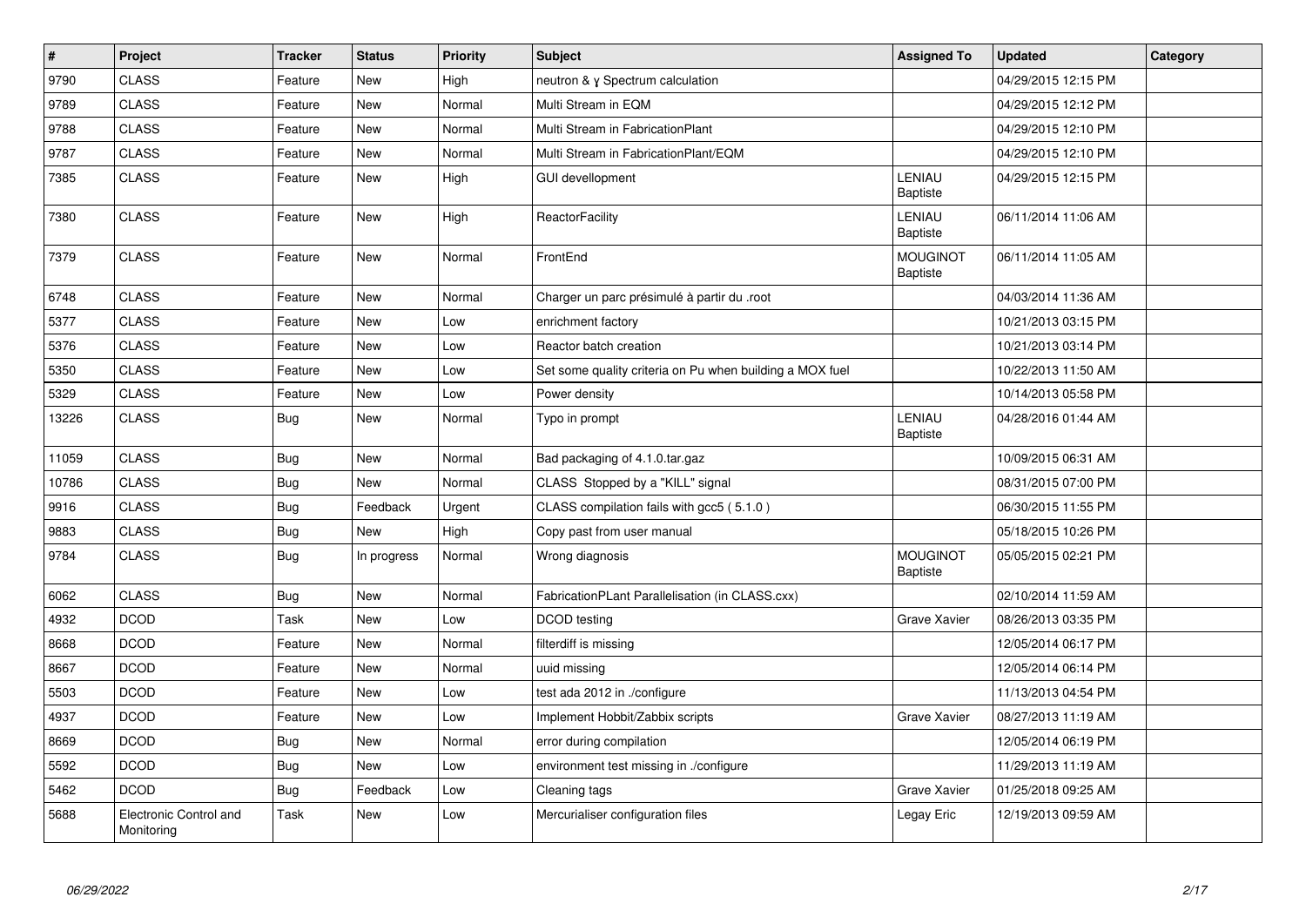| # | Project | Tracker | Status | Priority | Subject | Assigned To | Updated | Category |
|---|---|---|---|---|---|---|---|---|
| 9790 | CLASS | Feature | New | High | neutron & γ Spectrum calculation | | 04/29/2015 12:15 PM | |
| 9789 | CLASS | Feature | New | Normal | Multi Stream in EQM | | 04/29/2015 12:12 PM | |
| 9788 | CLASS | Feature | New | Normal | Multi Stream in FabricationPlant | | 04/29/2015 12:10 PM | |
| 9787 | CLASS | Feature | New | Normal | Multi Stream in FabricationPlant/EQM | | 04/29/2015 12:10 PM | |
| 7385 | CLASS | Feature | New | High | GUI devellopment | LENIAU Baptiste | 04/29/2015 12:15 PM | |
| 7380 | CLASS | Feature | New | High | ReactorFacility | LENIAU Baptiste | 06/11/2014 11:06 AM | |
| 7379 | CLASS | Feature | New | Normal | FrontEnd | MOUGINOT Baptiste | 06/11/2014 11:05 AM | |
| 6748 | CLASS | Feature | New | Normal | Charger un parc présimulé à partir du .root | | 04/03/2014 11:36 AM | |
| 5377 | CLASS | Feature | New | Low | enrichment factory | | 10/21/2013 03:15 PM | |
| 5376 | CLASS | Feature | New | Low | Reactor batch creation | | 10/21/2013 03:14 PM | |
| 5350 | CLASS | Feature | New | Low | Set some quality criteria on Pu when building a MOX fuel | | 10/22/2013 11:50 AM | |
| 5329 | CLASS | Feature | New | Low | Power density | | 10/14/2013 05:58 PM | |
| 13226 | CLASS | Bug | New | Normal | Typo in prompt | LENIAU Baptiste | 04/28/2016 01:44 AM | |
| 11059 | CLASS | Bug | New | Normal | Bad packaging of 4.1.0.tar.gaz | | 10/09/2015 06:31 AM | |
| 10786 | CLASS | Bug | New | Normal | CLASS Stopped by a "KILL" signal | | 08/31/2015 07:00 PM | |
| 9916 | CLASS | Bug | Feedback | Urgent | CLASS compilation fails with gcc5 ( 5.1.0 ) | | 06/30/2015 11:55 PM | |
| 9883 | CLASS | Bug | New | High | Copy past from user manual | | 05/18/2015 10:26 PM | |
| 9784 | CLASS | Bug | In progress | Normal | Wrong diagnosis | MOUGINOT Baptiste | 05/05/2015 02:21 PM | |
| 6062 | CLASS | Bug | New | Normal | FabricationPLant Parallelisation (in CLASS.cxx) | | 02/10/2014 11:59 AM | |
| 4932 | DCOD | Task | New | Low | DCOD testing | Grave Xavier | 08/26/2013 03:35 PM | |
| 8668 | DCOD | Feature | New | Normal | filterdiff is missing | | 12/05/2014 06:17 PM | |
| 8667 | DCOD | Feature | New | Normal | uuid missing | | 12/05/2014 06:14 PM | |
| 5503 | DCOD | Feature | New | Low | test ada 2012 in ./configure | | 11/13/2013 04:54 PM | |
| 4937 | DCOD | Feature | New | Low | Implement Hobbit/Zabbix scripts | Grave Xavier | 08/27/2013 11:19 AM | |
| 8669 | DCOD | Bug | New | Normal | error during compilation | | 12/05/2014 06:19 PM | |
| 5592 | DCOD | Bug | New | Low | environment test missing in ./configure | | 11/29/2013 11:19 AM | |
| 5462 | DCOD | Bug | Feedback | Low | Cleaning tags | Grave Xavier | 01/25/2018 09:25 AM | |
| 5688 | Electronic Control and Monitoring | Task | New | Low | Mercurialiser configuration files | Legay Eric | 12/19/2013 09:59 AM | |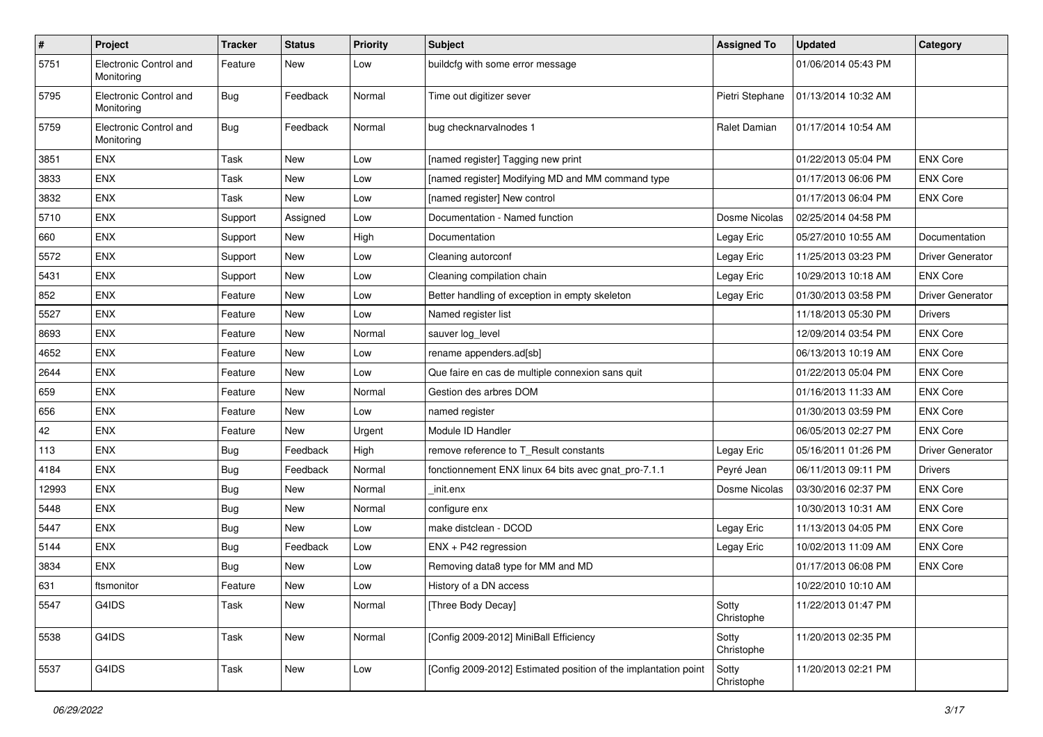| # | Project | Tracker | Status | Priority | Subject | Assigned To | Updated | Category |
|---|---|---|---|---|---|---|---|---|
| 5751 | Electronic Control and Monitoring | Feature | New | Low | buildcfg with some error message | | 01/06/2014 05:43 PM | |
| 5795 | Electronic Control and Monitoring | Bug | Feedback | Normal | Time out digitizer sever | Pietri Stephane | 01/13/2014 10:32 AM | |
| 5759 | Electronic Control and Monitoring | Bug | Feedback | Normal | bug checknarvalnodes 1 | Ralet Damian | 01/17/2014 10:54 AM | |
| 3851 | ENX | Task | New | Low | [named register] Tagging new print | | 01/22/2013 05:04 PM | ENX Core |
| 3833 | ENX | Task | New | Low | [named register] Modifying MD and MM command type | | 01/17/2013 06:06 PM | ENX Core |
| 3832 | ENX | Task | New | Low | [named register] New control | | 01/17/2013 06:04 PM | ENX Core |
| 5710 | ENX | Support | Assigned | Low | Documentation - Named function | Dosme Nicolas | 02/25/2014 04:58 PM | |
| 660 | ENX | Support | New | High | Documentation | Legay Eric | 05/27/2010 10:55 AM | Documentation |
| 5572 | ENX | Support | New | Low | Cleaning autorconf | Legay Eric | 11/25/2013 03:23 PM | Driver Generator |
| 5431 | ENX | Support | New | Low | Cleaning compilation chain | Legay Eric | 10/29/2013 10:18 AM | ENX Core |
| 852 | ENX | Feature | New | Low | Better handling of exception in empty skeleton | Legay Eric | 01/30/2013 03:58 PM | Driver Generator |
| 5527 | ENX | Feature | New | Low | Named register list | | 11/18/2013 05:30 PM | Drivers |
| 8693 | ENX | Feature | New | Normal | sauver log_level | | 12/09/2014 03:54 PM | ENX Core |
| 4652 | ENX | Feature | New | Low | rename appenders.ad[sb] | | 06/13/2013 10:19 AM | ENX Core |
| 2644 | ENX | Feature | New | Low | Que faire en cas de multiple connexion sans quit | | 01/22/2013 05:04 PM | ENX Core |
| 659 | ENX | Feature | New | Normal | Gestion des arbres DOM | | 01/16/2013 11:33 AM | ENX Core |
| 656 | ENX | Feature | New | Low | named register | | 01/30/2013 03:59 PM | ENX Core |
| 42 | ENX | Feature | New | Urgent | Module ID Handler | | 06/05/2013 02:27 PM | ENX Core |
| 113 | ENX | Bug | Feedback | High | remove reference to T_Result constants | Legay Eric | 05/16/2011 01:26 PM | Driver Generator |
| 4184 | ENX | Bug | Feedback | Normal | fonctionnement ENX linux 64 bits avec gnat_pro-7.1.1 | Peyré Jean | 06/11/2013 09:11 PM | Drivers |
| 12993 | ENX | Bug | New | Normal | _init.enx | Dosme Nicolas | 03/30/2016 02:37 PM | ENX Core |
| 5448 | ENX | Bug | New | Normal | configure enx | | 10/30/2013 10:31 AM | ENX Core |
| 5447 | ENX | Bug | New | Low | make distclean - DCOD | Legay Eric | 11/13/2013 04:05 PM | ENX Core |
| 5144 | ENX | Bug | Feedback | Low | ENX + P42 regression | Legay Eric | 10/02/2013 11:09 AM | ENX Core |
| 3834 | ENX | Bug | New | Low | Removing data8 type for MM and MD | | 01/17/2013 06:08 PM | ENX Core |
| 631 | ftsmonitor | Feature | New | Low | History of a DN access | | 10/22/2010 10:10 AM | |
| 5547 | G4IDS | Task | New | Normal | [Three Body Decay] | Sotty Christophe | 11/22/2013 01:47 PM | |
| 5538 | G4IDS | Task | New | Normal | [Config 2009-2012] MiniBall Efficiency | Sotty Christophe | 11/20/2013 02:35 PM | |
| 5537 | G4IDS | Task | New | Low | [Config 2009-2012] Estimated position of the implantation point | Sotty Christophe | 11/20/2013 02:21 PM | |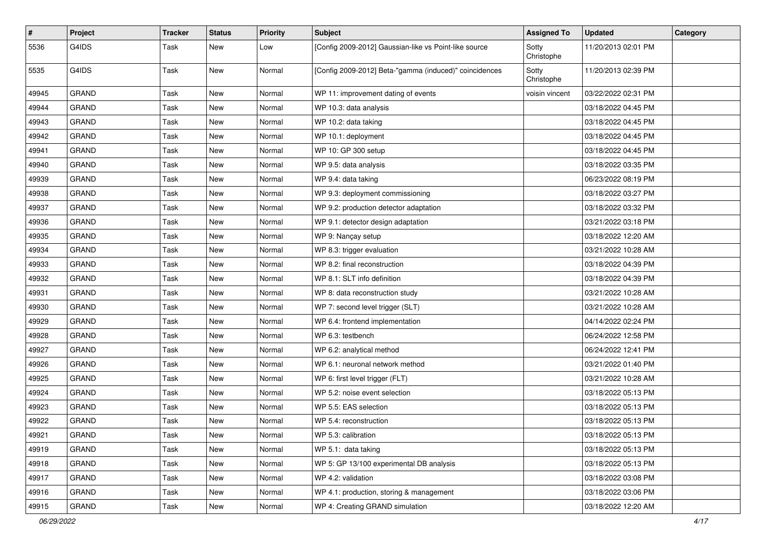| # | Project | Tracker | Status | Priority | Subject | Assigned To | Updated | Category |
|---|---|---|---|---|---|---|---|---|
| 5536 | G4IDS | Task | New | Low | [Config 2009-2012] Gaussian-like vs Point-like source | Sotty Christophe | 11/20/2013 02:01 PM | |
| 5535 | G4IDS | Task | New | Normal | [Config 2009-2012] Beta-"gamma (induced)" coincidences | Sotty Christophe | 11/20/2013 02:39 PM | |
| 49945 | GRAND | Task | New | Normal | WP 11: improvement dating of events | voisin vincent | 03/22/2022 02:31 PM | |
| 49944 | GRAND | Task | New | Normal | WP 10.3: data analysis | | 03/18/2022 04:45 PM | |
| 49943 | GRAND | Task | New | Normal | WP 10.2: data taking | | 03/18/2022 04:45 PM | |
| 49942 | GRAND | Task | New | Normal | WP 10.1: deployment | | 03/18/2022 04:45 PM | |
| 49941 | GRAND | Task | New | Normal | WP 10: GP 300 setup | | 03/18/2022 04:45 PM | |
| 49940 | GRAND | Task | New | Normal | WP 9.5: data analysis | | 03/18/2022 03:35 PM | |
| 49939 | GRAND | Task | New | Normal | WP 9.4: data taking | | 06/23/2022 08:19 PM | |
| 49938 | GRAND | Task | New | Normal | WP 9.3: deployment commissioning | | 03/18/2022 03:27 PM | |
| 49937 | GRAND | Task | New | Normal | WP 9.2: production detector adaptation | | 03/18/2022 03:32 PM | |
| 49936 | GRAND | Task | New | Normal | WP 9.1: detector design adaptation | | 03/21/2022 03:18 PM | |
| 49935 | GRAND | Task | New | Normal | WP 9: Nançay setup | | 03/18/2022 12:20 AM | |
| 49934 | GRAND | Task | New | Normal | WP 8.3: trigger evaluation | | 03/21/2022 10:28 AM | |
| 49933 | GRAND | Task | New | Normal | WP 8.2: final reconstruction | | 03/18/2022 04:39 PM | |
| 49932 | GRAND | Task | New | Normal | WP 8.1: SLT info definition | | 03/18/2022 04:39 PM | |
| 49931 | GRAND | Task | New | Normal | WP 8: data reconstruction study | | 03/21/2022 10:28 AM | |
| 49930 | GRAND | Task | New | Normal | WP 7: second level trigger (SLT) | | 03/21/2022 10:28 AM | |
| 49929 | GRAND | Task | New | Normal | WP 6.4: frontend implementation | | 04/14/2022 02:24 PM | |
| 49928 | GRAND | Task | New | Normal | WP 6.3: testbench | | 06/24/2022 12:58 PM | |
| 49927 | GRAND | Task | New | Normal | WP 6.2: analytical method | | 06/24/2022 12:41 PM | |
| 49926 | GRAND | Task | New | Normal | WP 6.1: neuronal network method | | 03/21/2022 01:40 PM | |
| 49925 | GRAND | Task | New | Normal | WP 6: first level trigger (FLT) | | 03/21/2022 10:28 AM | |
| 49924 | GRAND | Task | New | Normal | WP 5.2: noise event selection | | 03/18/2022 05:13 PM | |
| 49923 | GRAND | Task | New | Normal | WP 5.5: EAS selection | | 03/18/2022 05:13 PM | |
| 49922 | GRAND | Task | New | Normal | WP 5.4: reconstruction | | 03/18/2022 05:13 PM | |
| 49921 | GRAND | Task | New | Normal | WP 5.3: calibration | | 03/18/2022 05:13 PM | |
| 49919 | GRAND | Task | New | Normal | WP 5.1: data taking | | 03/18/2022 05:13 PM | |
| 49918 | GRAND | Task | New | Normal | WP 5: GP 13/100 experimental DB analysis | | 03/18/2022 05:13 PM | |
| 49917 | GRAND | Task | New | Normal | WP 4.2: validation | | 03/18/2022 03:08 PM | |
| 49916 | GRAND | Task | New | Normal | WP 4.1: production, storing & management | | 03/18/2022 03:06 PM | |
| 49915 | GRAND | Task | New | Normal | WP 4: Creating GRAND simulation | | 03/18/2022 12:20 AM | |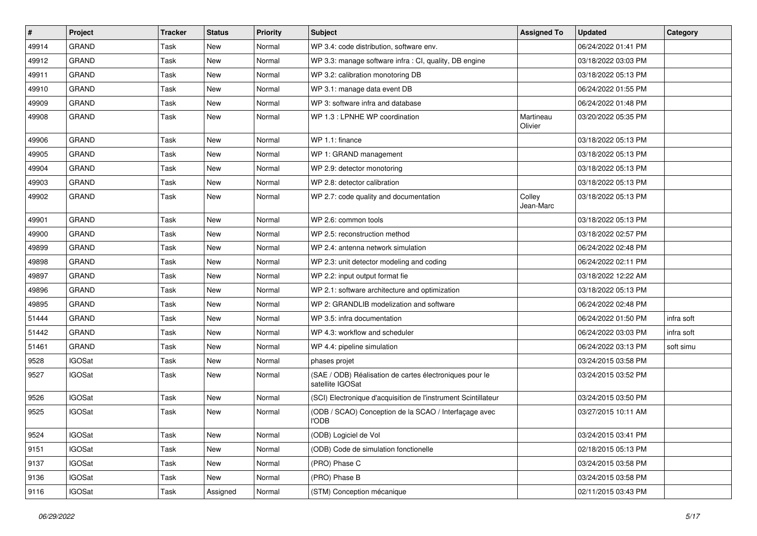| # | Project | Tracker | Status | Priority | Subject | Assigned To | Updated | Category |
|---|---|---|---|---|---|---|---|---|
| 49914 | GRAND | Task | New | Normal | WP 3.4: code distribution, software env. | | 06/24/2022 01:41 PM | |
| 49912 | GRAND | Task | New | Normal | WP 3.3: manage software infra : CI, quality, DB engine | | 03/18/2022 03:03 PM | |
| 49911 | GRAND | Task | New | Normal | WP 3.2: calibration monotoring DB | | 03/18/2022 05:13 PM | |
| 49910 | GRAND | Task | New | Normal | WP 3.1: manage data event DB | | 06/24/2022 01:55 PM | |
| 49909 | GRAND | Task | New | Normal | WP 3: software infra and database | | 06/24/2022 01:48 PM | |
| 49908 | GRAND | Task | New | Normal | WP 1.3 : LPNHE WP coordination | Martineau Olivier | 03/20/2022 05:35 PM | |
| 49906 | GRAND | Task | New | Normal | WP 1.1: finance | | 03/18/2022 05:13 PM | |
| 49905 | GRAND | Task | New | Normal | WP 1: GRAND management | | 03/18/2022 05:13 PM | |
| 49904 | GRAND | Task | New | Normal | WP 2.9: detector monotoring | | 03/18/2022 05:13 PM | |
| 49903 | GRAND | Task | New | Normal | WP 2.8: detector calibration | | 03/18/2022 05:13 PM | |
| 49902 | GRAND | Task | New | Normal | WP 2.7: code quality and documentation | Colley Jean-Marc | 03/18/2022 05:13 PM | |
| 49901 | GRAND | Task | New | Normal | WP 2.6: common tools | | 03/18/2022 05:13 PM | |
| 49900 | GRAND | Task | New | Normal | WP 2.5: reconstruction method | | 03/18/2022 02:57 PM | |
| 49899 | GRAND | Task | New | Normal | WP 2.4: antenna network simulation | | 06/24/2022 02:48 PM | |
| 49898 | GRAND | Task | New | Normal | WP 2.3: unit detector modeling and coding | | 06/24/2022 02:11 PM | |
| 49897 | GRAND | Task | New | Normal | WP 2.2: input output format fie | | 03/18/2022 12:22 AM | |
| 49896 | GRAND | Task | New | Normal | WP 2.1: software architecture and optimization | | 03/18/2022 05:13 PM | |
| 49895 | GRAND | Task | New | Normal | WP 2: GRANDLIB modelization and software | | 06/24/2022 02:48 PM | |
| 51444 | GRAND | Task | New | Normal | WP 3.5: infra documentation | | 06/24/2022 01:50 PM | infra soft |
| 51442 | GRAND | Task | New | Normal | WP 4.3: workflow and scheduler | | 06/24/2022 03:03 PM | infra soft |
| 51461 | GRAND | Task | New | Normal | WP 4.4: pipeline simulation | | 06/24/2022 03:13 PM | soft simu |
| 9528 | IGOSat | Task | New | Normal | phases projet | | 03/24/2015 03:58 PM | |
| 9527 | IGOSat | Task | New | Normal | (SAE / ODB) Réalisation de cartes électroniques pour le satellite IGOSat | | 03/24/2015 03:52 PM | |
| 9526 | IGOSat | Task | New | Normal | (SCI) Electronique d'acquisition de l'instrument Scintillateur | | 03/24/2015 03:50 PM | |
| 9525 | IGOSat | Task | New | Normal | (ODB / SCAO) Conception de la SCAO / Interfaçage avec l'ODB | | 03/27/2015 10:11 AM | |
| 9524 | IGOSat | Task | New | Normal | (ODB) Logiciel de Vol | | 03/24/2015 03:41 PM | |
| 9151 | IGOSat | Task | New | Normal | (ODB) Code de simulation fonctionelle | | 02/18/2015 05:13 PM | |
| 9137 | IGOSat | Task | New | Normal | (PRO) Phase C | | 03/24/2015 03:58 PM | |
| 9136 | IGOSat | Task | New | Normal | (PRO) Phase B | | 03/24/2015 03:58 PM | |
| 9116 | IGOSat | Task | Assigned | Normal | (STM) Conception mécanique | | 02/11/2015 03:43 PM | |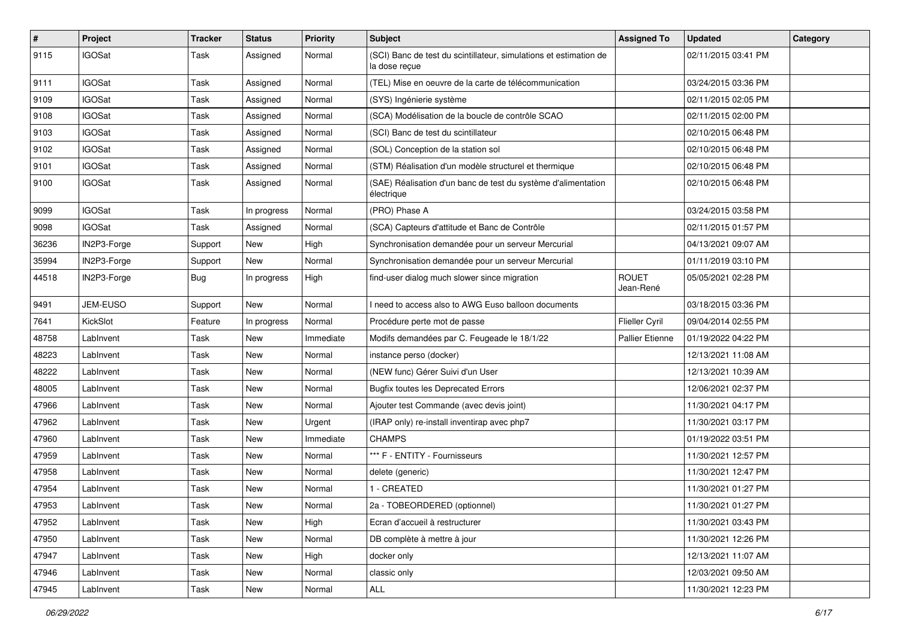| # | Project | Tracker | Status | Priority | Subject | Assigned To | Updated | Category |
|---|---|---|---|---|---|---|---|---|
| 9115 | IGOSat | Task | Assigned | Normal | (SCI) Banc de test du scintillateur, simulations et estimation de la dose reçue | | 02/11/2015 03:41 PM | |
| 9111 | IGOSat | Task | Assigned | Normal | (TEL) Mise en oeuvre de la carte de télécommunication | | 03/24/2015 03:36 PM | |
| 9109 | IGOSat | Task | Assigned | Normal | (SYS) Ingénierie système | | 02/11/2015 02:05 PM | |
| 9108 | IGOSat | Task | Assigned | Normal | (SCA) Modélisation de la boucle de contrôle SCAO | | 02/11/2015 02:00 PM | |
| 9103 | IGOSat | Task | Assigned | Normal | (SCI) Banc de test du scintillateur | | 02/10/2015 06:48 PM | |
| 9102 | IGOSat | Task | Assigned | Normal | (SOL) Conception de la station sol | | 02/10/2015 06:48 PM | |
| 9101 | IGOSat | Task | Assigned | Normal | (STM) Réalisation d'un modèle structurel et thermique | | 02/10/2015 06:48 PM | |
| 9100 | IGOSat | Task | Assigned | Normal | (SAE) Réalisation d'un banc de test du système d'alimentation électrique | | 02/10/2015 06:48 PM | |
| 9099 | IGOSat | Task | In progress | Normal | (PRO) Phase A | | 03/24/2015 03:58 PM | |
| 9098 | IGOSat | Task | Assigned | Normal | (SCA) Capteurs d'attitude et Banc de Contrôle | | 02/11/2015 01:57 PM | |
| 36236 | IN2P3-Forge | Support | New | High | Synchronisation demandée pour un serveur Mercurial | | 04/13/2021 09:07 AM | |
| 35994 | IN2P3-Forge | Support | New | Normal | Synchronisation demandée pour un serveur Mercurial | | 01/11/2019 03:10 PM | |
| 44518 | IN2P3-Forge | Bug | In progress | High | find-user dialog much slower since migration | ROUET Jean-René | 05/05/2021 02:28 PM | |
| 9491 | JEM-EUSO | Support | New | Normal | I need to access also to AWG Euso balloon documents | | 03/18/2015 03:36 PM | |
| 7641 | KickSlot | Feature | In progress | Normal | Procédure perte mot de passe | Flieller Cyril | 09/04/2014 02:55 PM | |
| 48758 | LabInvent | Task | New | Immediate | Modifs demandées par C. Feugeade le 18/1/22 | Pallier Etienne | 01/19/2022 04:22 PM | |
| 48223 | LabInvent | Task | New | Normal | instance perso (docker) | | 12/13/2021 11:08 AM | |
| 48222 | LabInvent | Task | New | Normal | (NEW func) Gérer Suivi d'un User | | 12/13/2021 10:39 AM | |
| 48005 | LabInvent | Task | New | Normal | Bugfix toutes les Deprecated Errors | | 12/06/2021 02:37 PM | |
| 47966 | LabInvent | Task | New | Normal | Ajouter test Commande (avec devis joint) | | 11/30/2021 04:17 PM | |
| 47962 | LabInvent | Task | New | Urgent | (IRAP only) re-install inventirap avec php7 | | 11/30/2021 03:17 PM | |
| 47960 | LabInvent | Task | New | Immediate | CHAMPS | | 01/19/2022 03:51 PM | |
| 47959 | LabInvent | Task | New | Normal | *** F - ENTITY - Fournisseurs | | 11/30/2021 12:57 PM | |
| 47958 | LabInvent | Task | New | Normal | delete (generic) | | 11/30/2021 12:47 PM | |
| 47954 | LabInvent | Task | New | Normal | 1 - CREATED | | 11/30/2021 01:27 PM | |
| 47953 | LabInvent | Task | New | Normal | 2a - TOBEORDERED (optionnel) | | 11/30/2021 01:27 PM | |
| 47952 | LabInvent | Task | New | High | Ecran d'accueil à restructurer | | 11/30/2021 03:43 PM | |
| 47950 | LabInvent | Task | New | Normal | DB complète à mettre à jour | | 11/30/2021 12:26 PM | |
| 47947 | LabInvent | Task | New | High | docker only | | 12/13/2021 11:07 AM | |
| 47946 | LabInvent | Task | New | Normal | classic only | | 12/03/2021 09:50 AM | |
| 47945 | LabInvent | Task | New | Normal | ALL | | 11/30/2021 12:23 PM | |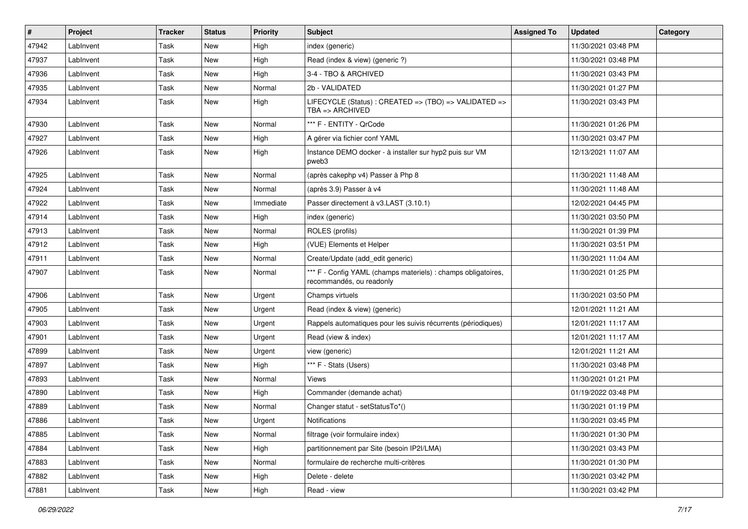| # | Project | Tracker | Status | Priority | Subject | Assigned To | Updated | Category |
|---|---|---|---|---|---|---|---|---|
| 47942 | LabInvent | Task | New | High | index (generic) | | 11/30/2021 03:48 PM | |
| 47937 | LabInvent | Task | New | High | Read (index & view) (generic ?) | | 11/30/2021 03:48 PM | |
| 47936 | LabInvent | Task | New | High | 3-4 - TBO & ARCHIVED | | 11/30/2021 03:43 PM | |
| 47935 | LabInvent | Task | New | Normal | 2b - VALIDATED | | 11/30/2021 01:27 PM | |
| 47934 | LabInvent | Task | New | High | LIFECYCLE (Status) : CREATED => (TBO) => VALIDATED => TBA => ARCHIVED | | 11/30/2021 03:43 PM | |
| 47930 | LabInvent | Task | New | Normal | *** F - ENTITY - QrCode | | 11/30/2021 01:26 PM | |
| 47927 | LabInvent | Task | New | High | A gérer via fichier conf YAML | | 11/30/2021 03:47 PM | |
| 47926 | LabInvent | Task | New | High | Instance DEMO docker - à installer sur hyp2 puis sur VM pweb3 | | 12/13/2021 11:07 AM | |
| 47925 | LabInvent | Task | New | Normal | (après cakephp v4) Passer à Php 8 | | 11/30/2021 11:48 AM | |
| 47924 | LabInvent | Task | New | Normal | (après 3.9) Passer à v4 | | 11/30/2021 11:48 AM | |
| 47922 | LabInvent | Task | New | Immediate | Passer directement à v3.LAST (3.10.1) | | 12/02/2021 04:45 PM | |
| 47914 | LabInvent | Task | New | High | index (generic) | | 11/30/2021 03:50 PM | |
| 47913 | LabInvent | Task | New | Normal | ROLES (profils) | | 11/30/2021 01:39 PM | |
| 47912 | LabInvent | Task | New | High | (VUE) Elements et Helper | | 11/30/2021 03:51 PM | |
| 47911 | LabInvent | Task | New | Normal | Create/Update (add_edit generic) | | 11/30/2021 11:04 AM | |
| 47907 | LabInvent | Task | New | Normal | *** F - Config YAML (champs materiels) : champs obligatoires, recommandés, ou readonly | | 11/30/2021 01:25 PM | |
| 47906 | LabInvent | Task | New | Urgent | Champs virtuels | | 11/30/2021 03:50 PM | |
| 47905 | LabInvent | Task | New | Urgent | Read (index & view) (generic) | | 12/01/2021 11:21 AM | |
| 47903 | LabInvent | Task | New | Urgent | Rappels automatiques pour les suivis récurrents (périodiques) | | 12/01/2021 11:17 AM | |
| 47901 | LabInvent | Task | New | Urgent | Read (view & index) | | 12/01/2021 11:17 AM | |
| 47899 | LabInvent | Task | New | Urgent | view (generic) | | 12/01/2021 11:21 AM | |
| 47897 | LabInvent | Task | New | High | *** F - Stats (Users) | | 11/30/2021 03:48 PM | |
| 47893 | LabInvent | Task | New | Normal | Views | | 11/30/2021 01:21 PM | |
| 47890 | LabInvent | Task | New | High | Commander (demande achat) | | 01/19/2022 03:48 PM | |
| 47889 | LabInvent | Task | New | Normal | Changer statut - setStatusTo*() | | 11/30/2021 01:19 PM | |
| 47886 | LabInvent | Task | New | Urgent | Notifications | | 11/30/2021 03:45 PM | |
| 47885 | LabInvent | Task | New | Normal | filtrage (voir formulaire index) | | 11/30/2021 01:30 PM | |
| 47884 | LabInvent | Task | New | High | partitionnement par Site (besoin IP2I/LMA) | | 11/30/2021 03:43 PM | |
| 47883 | LabInvent | Task | New | Normal | formulaire de recherche multi-critères | | 11/30/2021 01:30 PM | |
| 47882 | LabInvent | Task | New | High | Delete - delete | | 11/30/2021 03:42 PM | |
| 47881 | LabInvent | Task | New | High | Read - view | | 11/30/2021 03:42 PM | |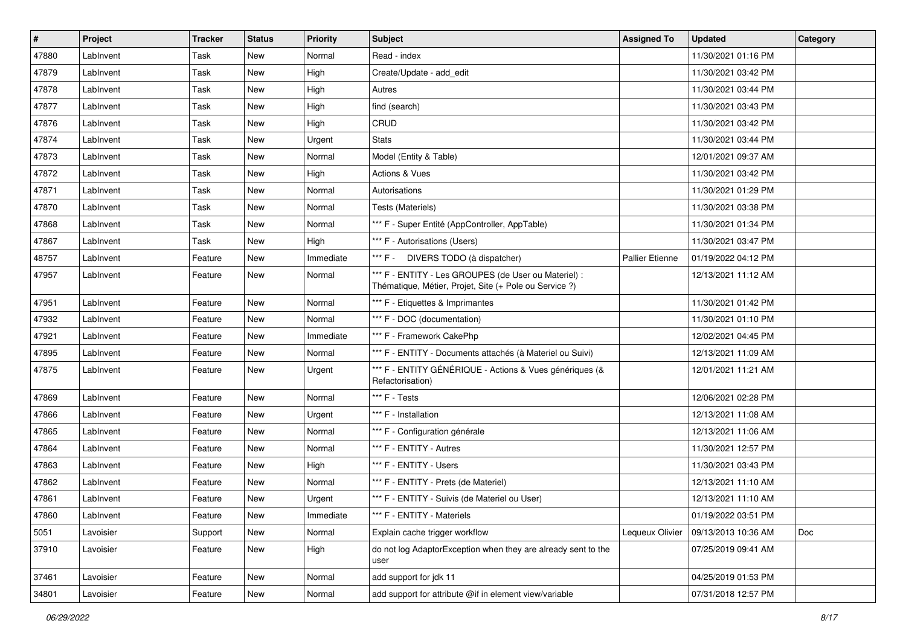| # | Project | Tracker | Status | Priority | Subject | Assigned To | Updated | Category |
|---|---|---|---|---|---|---|---|---|
| 47880 | LabInvent | Task | New | Normal | Read - index | | 11/30/2021 01:16 PM | |
| 47879 | LabInvent | Task | New | High | Create/Update - add_edit | | 11/30/2021 03:42 PM | |
| 47878 | LabInvent | Task | New | High | Autres | | 11/30/2021 03:44 PM | |
| 47877 | LabInvent | Task | New | High | find (search) | | 11/30/2021 03:43 PM | |
| 47876 | LabInvent | Task | New | High | CRUD | | 11/30/2021 03:42 PM | |
| 47874 | LabInvent | Task | New | Urgent | Stats | | 11/30/2021 03:44 PM | |
| 47873 | LabInvent | Task | New | Normal | Model (Entity & Table) | | 12/01/2021 09:37 AM | |
| 47872 | LabInvent | Task | New | High | Actions & Vues | | 11/30/2021 03:42 PM | |
| 47871 | LabInvent | Task | New | Normal | Autorisations | | 11/30/2021 01:29 PM | |
| 47870 | LabInvent | Task | New | Normal | Tests (Materiels) | | 11/30/2021 03:38 PM | |
| 47868 | LabInvent | Task | New | Normal | *** F - Super Entité (AppController, AppTable) | | 11/30/2021 01:34 PM | |
| 47867 | LabInvent | Task | New | High | *** F - Autorisations (Users) | | 11/30/2021 03:47 PM | |
| 48757 | LabInvent | Feature | New | Immediate | *** F - DIVERS TODO (à dispatcher) | Pallier Etienne | 01/19/2022 04:12 PM | |
| 47957 | LabInvent | Feature | New | Normal | *** F - ENTITY - Les GROUPES (de User ou Materiel) : Thématique, Métier, Projet, Site (+ Pole ou Service ?) | | 12/13/2021 11:12 AM | |
| 47951 | LabInvent | Feature | New | Normal | *** F - Etiquettes & Imprimantes | | 11/30/2021 01:42 PM | |
| 47932 | LabInvent | Feature | New | Normal | *** F - DOC (documentation) | | 11/30/2021 01:10 PM | |
| 47921 | LabInvent | Feature | New | Immediate | *** F - Framework CakePhp | | 12/02/2021 04:45 PM | |
| 47895 | LabInvent | Feature | New | Normal | *** F - ENTITY - Documents attachés (à Materiel ou Suivi) | | 12/13/2021 11:09 AM | |
| 47875 | LabInvent | Feature | New | Urgent | *** F - ENTITY GÉNÉRIQUE - Actions & Vues génériques (& Refactorisation) | | 12/01/2021 11:21 AM | |
| 47869 | LabInvent | Feature | New | Normal | *** F - Tests | | 12/06/2021 02:28 PM | |
| 47866 | LabInvent | Feature | New | Urgent | *** F - Installation | | 12/13/2021 11:08 AM | |
| 47865 | LabInvent | Feature | New | Normal | *** F - Configuration générale | | 12/13/2021 11:06 AM | |
| 47864 | LabInvent | Feature | New | Normal | *** F - ENTITY - Autres | | 11/30/2021 12:57 PM | |
| 47863 | LabInvent | Feature | New | High | *** F - ENTITY - Users | | 11/30/2021 03:43 PM | |
| 47862 | LabInvent | Feature | New | Normal | *** F - ENTITY - Prets (de Materiel) | | 12/13/2021 11:10 AM | |
| 47861 | LabInvent | Feature | New | Urgent | *** F - ENTITY - Suivis (de Materiel ou User) | | 12/13/2021 11:10 AM | |
| 47860 | LabInvent | Feature | New | Immediate | *** F - ENTITY - Materiels | | 01/19/2022 03:51 PM | |
| 5051 | Lavoisier | Support | New | Normal | Explain cache trigger workflow | Lequeux Olivier | 09/13/2013 10:36 AM | Doc |
| 37910 | Lavoisier | Feature | New | High | do not log AdaptorException when they are already sent to the user | | 07/25/2019 09:41 AM | |
| 37461 | Lavoisier | Feature | New | Normal | add support for jdk 11 | | 04/25/2019 01:53 PM | |
| 34801 | Lavoisier | Feature | New | Normal | add support for attribute @if in element view/variable | | 07/31/2018 12:57 PM | |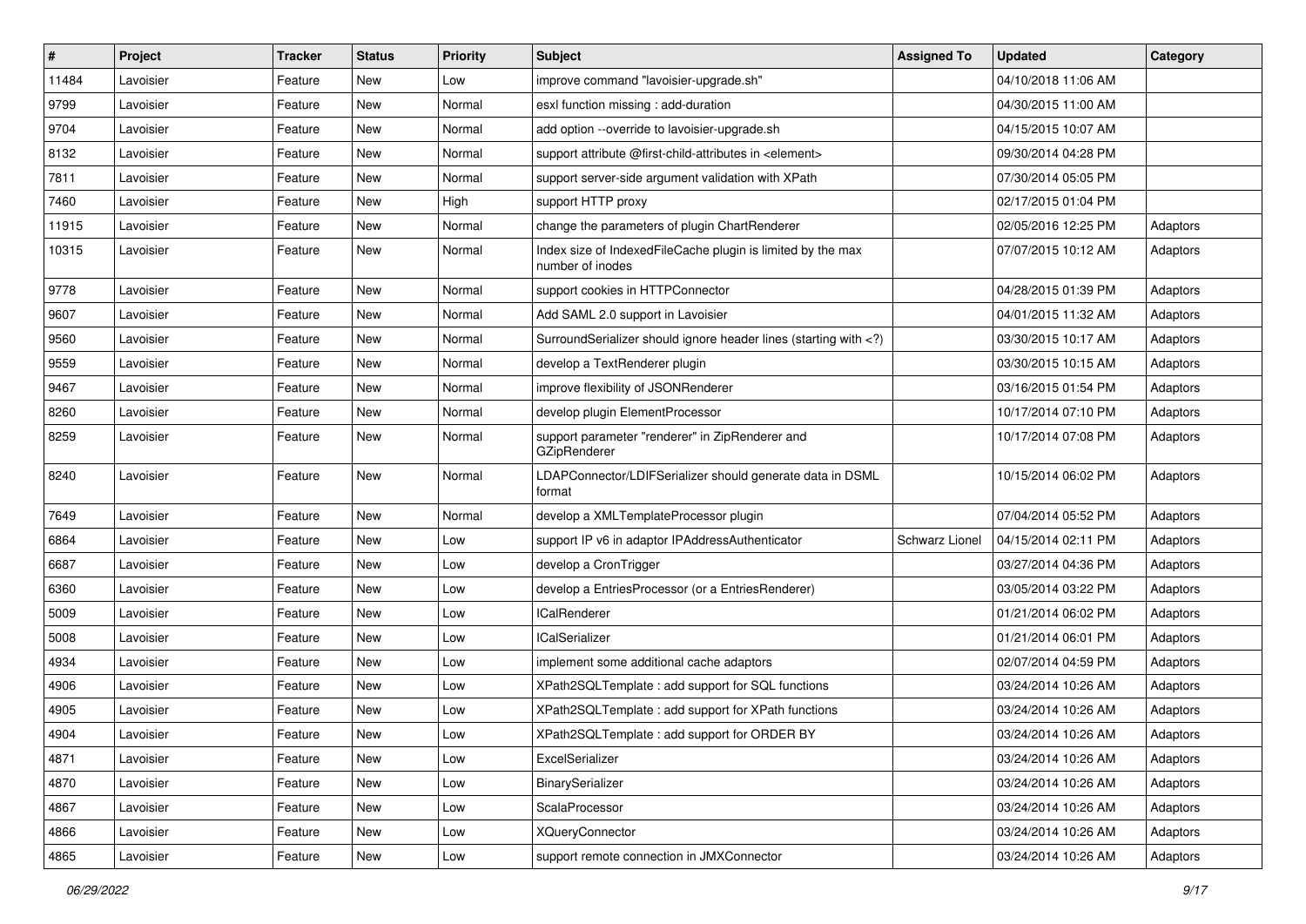| # | Project | Tracker | Status | Priority | Subject | Assigned To | Updated | Category |
|---|---|---|---|---|---|---|---|---|
| 11484 | Lavoisier | Feature | New | Low | improve command "lavoisier-upgrade.sh" | | 04/10/2018 11:06 AM | |
| 9799 | Lavoisier | Feature | New | Normal | esxl function missing : add-duration | | 04/30/2015 11:00 AM | |
| 9704 | Lavoisier | Feature | New | Normal | add option --override to lavoisier-upgrade.sh | | 04/15/2015 10:07 AM | |
| 8132 | Lavoisier | Feature | New | Normal | support attribute @first-child-attributes in <element> | | 09/30/2014 04:28 PM | |
| 7811 | Lavoisier | Feature | New | Normal | support server-side argument validation with XPath | | 07/30/2014 05:05 PM | |
| 7460 | Lavoisier | Feature | New | High | support HTTP proxy | | 02/17/2015 01:04 PM | |
| 11915 | Lavoisier | Feature | New | Normal | change the parameters of plugin ChartRenderer | | 02/05/2016 12:25 PM | Adaptors |
| 10315 | Lavoisier | Feature | New | Normal | Index size of IndexedFileCache plugin is limited by the max number of inodes | | 07/07/2015 10:12 AM | Adaptors |
| 9778 | Lavoisier | Feature | New | Normal | support cookies in HTTPConnector | | 04/28/2015 01:39 PM | Adaptors |
| 9607 | Lavoisier | Feature | New | Normal | Add SAML 2.0 support in Lavoisier | | 04/01/2015 11:32 AM | Adaptors |
| 9560 | Lavoisier | Feature | New | Normal | SurroundSerializer should ignore header lines (starting with <?) | | 03/30/2015 10:17 AM | Adaptors |
| 9559 | Lavoisier | Feature | New | Normal | develop a TextRenderer plugin | | 03/30/2015 10:15 AM | Adaptors |
| 9467 | Lavoisier | Feature | New | Normal | improve flexibility of JSONRenderer | | 03/16/2015 01:54 PM | Adaptors |
| 8260 | Lavoisier | Feature | New | Normal | develop plugin ElementProcessor | | 10/17/2014 07:10 PM | Adaptors |
| 8259 | Lavoisier | Feature | New | Normal | support parameter "renderer" in ZipRenderer and GZipRenderer | | 10/17/2014 07:08 PM | Adaptors |
| 8240 | Lavoisier | Feature | New | Normal | LDAPConnector/LDIFSerializer should generate data in DSML format | | 10/15/2014 06:02 PM | Adaptors |
| 7649 | Lavoisier | Feature | New | Normal | develop a XMLTemplateProcessor plugin | | 07/04/2014 05:52 PM | Adaptors |
| 6864 | Lavoisier | Feature | New | Low | support IP v6 in adaptor IPAddressAuthenticator | Schwarz Lionel | 04/15/2014 02:11 PM | Adaptors |
| 6687 | Lavoisier | Feature | New | Low | develop a CronTrigger | | 03/27/2014 04:36 PM | Adaptors |
| 6360 | Lavoisier | Feature | New | Low | develop a EntriesProcessor (or a EntriesRenderer) | | 03/05/2014 03:22 PM | Adaptors |
| 5009 | Lavoisier | Feature | New | Low | ICalRenderer | | 01/21/2014 06:02 PM | Adaptors |
| 5008 | Lavoisier | Feature | New | Low | ICalSerializer | | 01/21/2014 06:01 PM | Adaptors |
| 4934 | Lavoisier | Feature | New | Low | implement some additional cache adaptors | | 02/07/2014 04:59 PM | Adaptors |
| 4906 | Lavoisier | Feature | New | Low | XPath2SQLTemplate : add support for SQL functions | | 03/24/2014 10:26 AM | Adaptors |
| 4905 | Lavoisier | Feature | New | Low | XPath2SQLTemplate : add support for XPath functions | | 03/24/2014 10:26 AM | Adaptors |
| 4904 | Lavoisier | Feature | New | Low | XPath2SQLTemplate : add support for ORDER BY | | 03/24/2014 10:26 AM | Adaptors |
| 4871 | Lavoisier | Feature | New | Low | ExcelSerializer | | 03/24/2014 10:26 AM | Adaptors |
| 4870 | Lavoisier | Feature | New | Low | BinarySerializer | | 03/24/2014 10:26 AM | Adaptors |
| 4867 | Lavoisier | Feature | New | Low | ScalaProcessor | | 03/24/2014 10:26 AM | Adaptors |
| 4866 | Lavoisier | Feature | New | Low | XQueryConnector | | 03/24/2014 10:26 AM | Adaptors |
| 4865 | Lavoisier | Feature | New | Low | support remote connection in JMXConnector | | 03/24/2014 10:26 AM | Adaptors |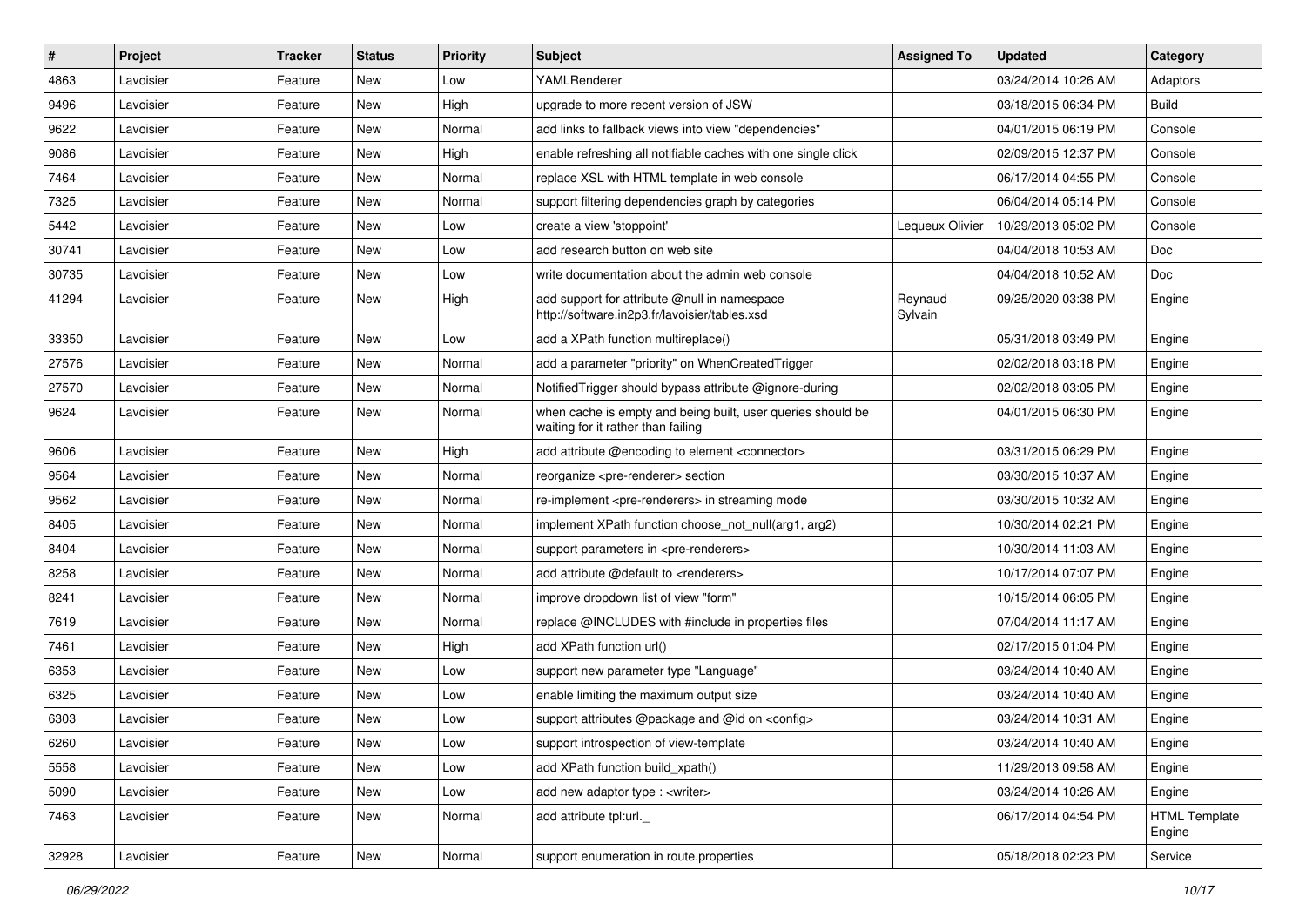| # | Project | Tracker | Status | Priority | Subject | Assigned To | Updated | Category |
|---|---|---|---|---|---|---|---|---|
| 4863 | Lavoisier | Feature | New | Low | YAMLRenderer | | 03/24/2014 10:26 AM | Adaptors |
| 9496 | Lavoisier | Feature | New | High | upgrade to more recent version of JSW | | 03/18/2015 06:34 PM | Build |
| 9622 | Lavoisier | Feature | New | Normal | add links to fallback views into view "dependencies" | | 04/01/2015 06:19 PM | Console |
| 9086 | Lavoisier | Feature | New | High | enable refreshing all notifiable caches with one single click | | 02/09/2015 12:37 PM | Console |
| 7464 | Lavoisier | Feature | New | Normal | replace XSL with HTML template in web console | | 06/17/2014 04:55 PM | Console |
| 7325 | Lavoisier | Feature | New | Normal | support filtering dependencies graph by categories | | 06/04/2014 05:14 PM | Console |
| 5442 | Lavoisier | Feature | New | Low | create a view 'stoppoint' | Lequeux Olivier | 10/29/2013 05:02 PM | Console |
| 30741 | Lavoisier | Feature | New | Low | add research button on web site | | 04/04/2018 10:53 AM | Doc |
| 30735 | Lavoisier | Feature | New | Low | write documentation about the admin web console | | 04/04/2018 10:52 AM | Doc |
| 41294 | Lavoisier | Feature | New | High | add support for attribute @null in namespace http://software.in2p3.fr/lavoisier/tables.xsd | Reynaud Sylvain | 09/25/2020 03:38 PM | Engine |
| 33350 | Lavoisier | Feature | New | Low | add a XPath function multireplace() | | 05/31/2018 03:49 PM | Engine |
| 27576 | Lavoisier | Feature | New | Normal | add a parameter "priority" on WhenCreatedTrigger | | 02/02/2018 03:18 PM | Engine |
| 27570 | Lavoisier | Feature | New | Normal | NotifiedTrigger should bypass attribute @ignore-during | | 02/02/2018 03:05 PM | Engine |
| 9624 | Lavoisier | Feature | New | Normal | when cache is empty and being built, user queries should be waiting for it rather than failing | | 04/01/2015 06:30 PM | Engine |
| 9606 | Lavoisier | Feature | New | High | add attribute @encoding to element <connector> | | 03/31/2015 06:29 PM | Engine |
| 9564 | Lavoisier | Feature | New | Normal | reorganize <pre-renderer> section | | 03/30/2015 10:37 AM | Engine |
| 9562 | Lavoisier | Feature | New | Normal | re-implement <pre-renderers> in streaming mode | | 03/30/2015 10:32 AM | Engine |
| 8405 | Lavoisier | Feature | New | Normal | implement XPath function choose_not_null(arg1, arg2) | | 10/30/2014 02:21 PM | Engine |
| 8404 | Lavoisier | Feature | New | Normal | support parameters in <pre-renderers> | | 10/30/2014 11:03 AM | Engine |
| 8258 | Lavoisier | Feature | New | Normal | add attribute @default to <renderers> | | 10/17/2014 07:07 PM | Engine |
| 8241 | Lavoisier | Feature | New | Normal | improve dropdown list of view "form" | | 10/15/2014 06:05 PM | Engine |
| 7619 | Lavoisier | Feature | New | Normal | replace @INCLUDES with #include in properties files | | 07/04/2014 11:17 AM | Engine |
| 7461 | Lavoisier | Feature | New | High | add XPath function url() | | 02/17/2015 01:04 PM | Engine |
| 6353 | Lavoisier | Feature | New | Low | support new parameter type "Language" | | 03/24/2014 10:40 AM | Engine |
| 6325 | Lavoisier | Feature | New | Low | enable limiting the maximum output size | | 03/24/2014 10:40 AM | Engine |
| 6303 | Lavoisier | Feature | New | Low | support attributes @package and @id on <config> | | 03/24/2014 10:31 AM | Engine |
| 6260 | Lavoisier | Feature | New | Low | support introspection of view-template | | 03/24/2014 10:40 AM | Engine |
| 5558 | Lavoisier | Feature | New | Low | add XPath function build_xpath() | | 11/29/2013 09:58 AM | Engine |
| 5090 | Lavoisier | Feature | New | Low | add new adaptor type : <writer> | | 03/24/2014 10:26 AM | Engine |
| 7463 | Lavoisier | Feature | New | Normal | add attribute tpl:url._ | | 06/17/2014 04:54 PM | HTML Template Engine |
| 32928 | Lavoisier | Feature | New | Normal | support enumeration in route.properties | | 05/18/2018 02:23 PM | Service |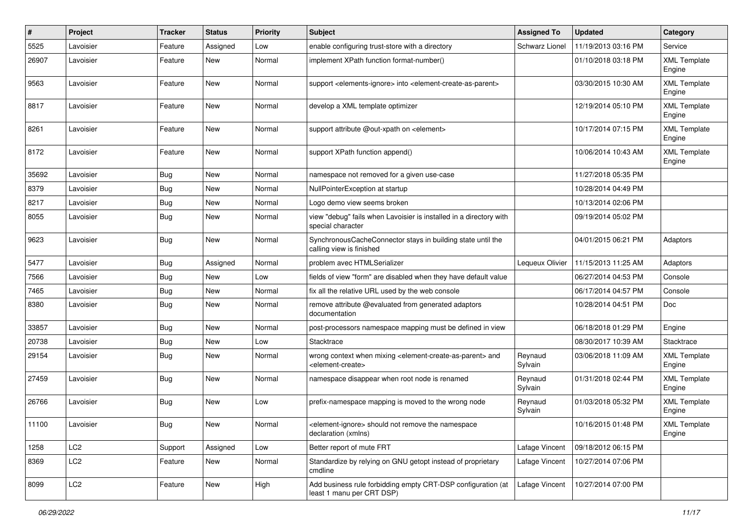| # | Project | Tracker | Status | Priority | Subject | Assigned To | Updated | Category |
|---|---|---|---|---|---|---|---|---|
| 5525 | Lavoisier | Feature | Assigned | Low | enable configuring trust-store with a directory | Schwarz Lionel | 11/19/2013 03:16 PM | Service |
| 26907 | Lavoisier | Feature | New | Normal | implement XPath function format-number() | | 01/10/2018 03:18 PM | XML Template Engine |
| 9563 | Lavoisier | Feature | New | Normal | support <elements-ignore> into <element-create-as-parent> | | 03/30/2015 10:30 AM | XML Template Engine |
| 8817 | Lavoisier | Feature | New | Normal | develop a XML template optimizer | | 12/19/2014 05:10 PM | XML Template Engine |
| 8261 | Lavoisier | Feature | New | Normal | support attribute @out-xpath on <element> | | 10/17/2014 07:15 PM | XML Template Engine |
| 8172 | Lavoisier | Feature | New | Normal | support XPath function append() | | 10/06/2014 10:43 AM | XML Template Engine |
| 35692 | Lavoisier | Bug | New | Normal | namespace not removed for a given use-case | | 11/27/2018 05:35 PM | |
| 8379 | Lavoisier | Bug | New | Normal | NullPointerException at startup | | 10/28/2014 04:49 PM | |
| 8217 | Lavoisier | Bug | New | Normal | Logo demo view seems broken | | 10/13/2014 02:06 PM | |
| 8055 | Lavoisier | Bug | New | Normal | view "debug" fails when Lavoisier is installed in a directory with special character | | 09/19/2014 05:02 PM | |
| 9623 | Lavoisier | Bug | New | Normal | SynchronousCacheConnector stays in building state until the calling view is finished | | 04/01/2015 06:21 PM | Adaptors |
| 5477 | Lavoisier | Bug | Assigned | Normal | problem avec HTMLSerializer | Lequeux Olivier | 11/15/2013 11:25 AM | Adaptors |
| 7566 | Lavoisier | Bug | New | Low | fields of view "form" are disabled when they have default value | | 06/27/2014 04:53 PM | Console |
| 7465 | Lavoisier | Bug | New | Normal | fix all the relative URL used by the web console | | 06/17/2014 04:57 PM | Console |
| 8380 | Lavoisier | Bug | New | Normal | remove attribute @evaluated from generated adaptors documentation | | 10/28/2014 04:51 PM | Doc |
| 33857 | Lavoisier | Bug | New | Normal | post-processors namespace mapping must be defined in view | | 06/18/2018 01:29 PM | Engine |
| 20738 | Lavoisier | Bug | New | Low | Stacktrace | | 08/30/2017 10:39 AM | Stacktrace |
| 29154 | Lavoisier | Bug | New | Normal | wrong context when mixing <element-create-as-parent> and <element-create> | Reynaud Sylvain | 03/06/2018 11:09 AM | XML Template Engine |
| 27459 | Lavoisier | Bug | New | Normal | namespace disappear when root node is renamed | Reynaud Sylvain | 01/31/2018 02:44 PM | XML Template Engine |
| 26766 | Lavoisier | Bug | New | Low | prefix-namespace mapping is moved to the wrong node | Reynaud Sylvain | 01/03/2018 05:32 PM | XML Template Engine |
| 11100 | Lavoisier | Bug | New | Normal | <element-ignore> should not remove the namespace declaration (xmlns) | | 10/16/2015 01:48 PM | XML Template Engine |
| 1258 | LC2 | Support | Assigned | Low | Better report of mute FRT | Lafage Vincent | 09/18/2012 06:15 PM | |
| 8369 | LC2 | Feature | New | Normal | Standardize by relying on GNU getopt instead of proprietary cmdline | Lafage Vincent | 10/27/2014 07:06 PM | |
| 8099 | LC2 | Feature | New | High | Add business rule forbidding empty CRT-DSP configuration (at least 1 manu per CRT DSP) | Lafage Vincent | 10/27/2014 07:00 PM | |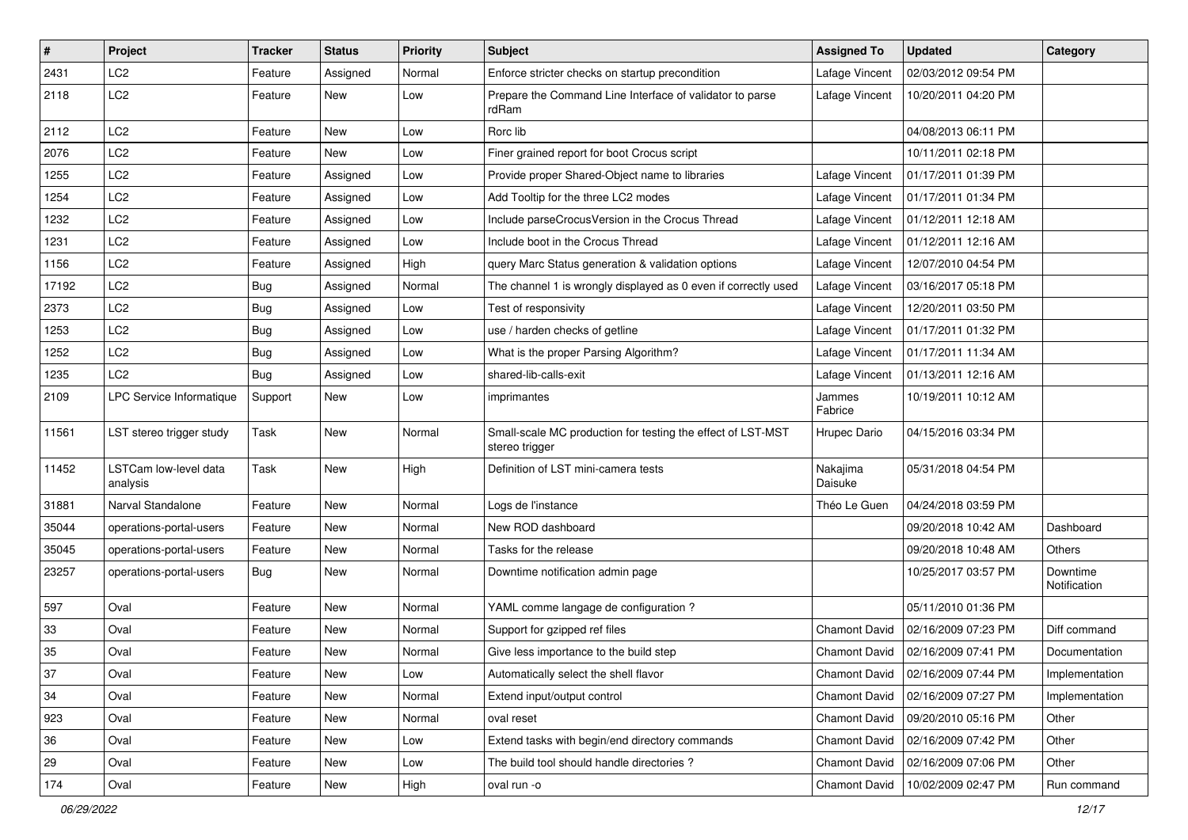| # | Project | Tracker | Status | Priority | Subject | Assigned To | Updated | Category |
|---|---|---|---|---|---|---|---|---|
| 2431 | LC2 | Feature | Assigned | Normal | Enforce stricter checks on startup precondition | Lafage Vincent | 02/03/2012 09:54 PM | |
| 2118 | LC2 | Feature | New | Low | Prepare the Command Line Interface of validator to parse rdRam | Lafage Vincent | 10/20/2011 04:20 PM | |
| 2112 | LC2 | Feature | New | Low | Rorc lib | | 04/08/2013 06:11 PM | |
| 2076 | LC2 | Feature | New | Low | Finer grained report for boot Crocus script | | 10/11/2011 02:18 PM | |
| 1255 | LC2 | Feature | Assigned | Low | Provide proper Shared-Object name to libraries | Lafage Vincent | 01/17/2011 01:39 PM | |
| 1254 | LC2 | Feature | Assigned | Low | Add Tooltip for the three LC2 modes | Lafage Vincent | 01/17/2011 01:34 PM | |
| 1232 | LC2 | Feature | Assigned | Low | Include parseCrocusVersion in the Crocus Thread | Lafage Vincent | 01/12/2011 12:18 AM | |
| 1231 | LC2 | Feature | Assigned | Low | Include boot in the Crocus Thread | Lafage Vincent | 01/12/2011 12:16 AM | |
| 1156 | LC2 | Feature | Assigned | High | query Marc Status generation & validation options | Lafage Vincent | 12/07/2010 04:54 PM | |
| 17192 | LC2 | Bug | Assigned | Normal | The channel 1 is wrongly displayed as 0 even if correctly used | Lafage Vincent | 03/16/2017 05:18 PM | |
| 2373 | LC2 | Bug | Assigned | Low | Test of responsivity | Lafage Vincent | 12/20/2011 03:50 PM | |
| 1253 | LC2 | Bug | Assigned | Low | use / harden checks of getline | Lafage Vincent | 01/17/2011 01:32 PM | |
| 1252 | LC2 | Bug | Assigned | Low | What is the proper Parsing Algorithm? | Lafage Vincent | 01/17/2011 11:34 AM | |
| 1235 | LC2 | Bug | Assigned | Low | shared-lib-calls-exit | Lafage Vincent | 01/13/2011 12:16 AM | |
| 2109 | LPC Service Informatique | Support | New | Low | imprimantes | Jammes Fabrice | 10/19/2011 10:12 AM | |
| 11561 | LST stereo trigger study | Task | New | Normal | Small-scale MC production for testing the effect of LST-MST stereo trigger | Hrupec Dario | 04/15/2016 03:34 PM | |
| 11452 | LSTCam low-level data analysis | Task | New | High | Definition of LST mini-camera tests | Nakajima Daisuke | 05/31/2018 04:54 PM | |
| 31881 | Narval Standalone | Feature | New | Normal | Logs de l'instance | Théo Le Guen | 04/24/2018 03:59 PM | |
| 35044 | operations-portal-users | Feature | New | Normal | New ROD dashboard | | 09/20/2018 10:42 AM | Dashboard |
| 35045 | operations-portal-users | Feature | New | Normal | Tasks for the release | | 09/20/2018 10:48 AM | Others |
| 23257 | operations-portal-users | Bug | New | Normal | Downtime notification admin page | | 10/25/2017 03:57 PM | Downtime Notification |
| 597 | Oval | Feature | New | Normal | YAML comme langage de configuration ? | | 05/11/2010 01:36 PM | |
| 33 | Oval | Feature | New | Normal | Support for gzipped ref files | Chamont David | 02/16/2009 07:23 PM | Diff command |
| 35 | Oval | Feature | New | Normal | Give less importance to the build step | Chamont David | 02/16/2009 07:41 PM | Documentation |
| 37 | Oval | Feature | New | Low | Automatically select the shell flavor | Chamont David | 02/16/2009 07:44 PM | Implementation |
| 34 | Oval | Feature | New | Normal | Extend input/output control | Chamont David | 02/16/2009 07:27 PM | Implementation |
| 923 | Oval | Feature | New | Normal | oval reset | Chamont David | 09/20/2010 05:16 PM | Other |
| 36 | Oval | Feature | New | Low | Extend tasks with begin/end directory commands | Chamont David | 02/16/2009 07:42 PM | Other |
| 29 | Oval | Feature | New | Low | The build tool should handle directories ? | Chamont David | 02/16/2009 07:06 PM | Other |
| 174 | Oval | Feature | New | High | oval run -o | Chamont David | 10/02/2009 02:47 PM | Run command |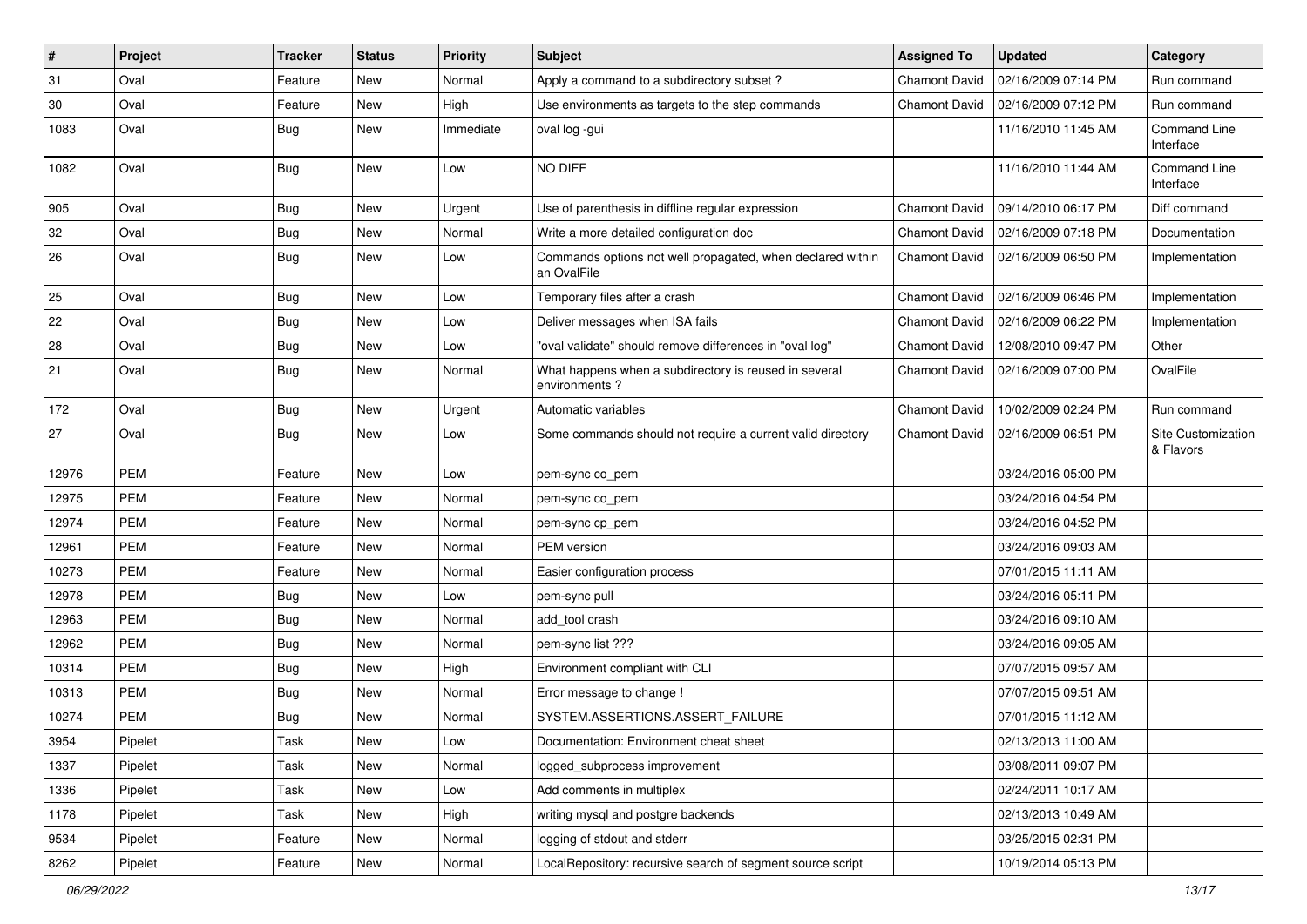| # | Project | Tracker | Status | Priority | Subject | Assigned To | Updated | Category |
|---|---|---|---|---|---|---|---|---|
| 31 | Oval | Feature | New | Normal | Apply a command to a subdirectory subset ? | Chamont David | 02/16/2009 07:14 PM | Run command |
| 30 | Oval | Feature | New | High | Use environments as targets to the step commands | Chamont David | 02/16/2009 07:12 PM | Run command |
| 1083 | Oval | Bug | New | Immediate | oval log -gui | | 11/16/2010 11:45 AM | Command Line Interface |
| 1082 | Oval | Bug | New | Low | NO DIFF | | 11/16/2010 11:44 AM | Command Line Interface |
| 905 | Oval | Bug | New | Urgent | Use of parenthesis in diffline regular expression | Chamont David | 09/14/2010 06:17 PM | Diff command |
| 32 | Oval | Bug | New | Normal | Write a more detailed configuration doc | Chamont David | 02/16/2009 07:18 PM | Documentation |
| 26 | Oval | Bug | New | Low | Commands options not well propagated, when declared within an OvalFile | Chamont David | 02/16/2009 06:50 PM | Implementation |
| 25 | Oval | Bug | New | Low | Temporary files after a crash | Chamont David | 02/16/2009 06:46 PM | Implementation |
| 22 | Oval | Bug | New | Low | Deliver messages when ISA fails | Chamont David | 02/16/2009 06:22 PM | Implementation |
| 28 | Oval | Bug | New | Low | "oval validate" should remove differences in "oval log" | Chamont David | 12/08/2010 09:47 PM | Other |
| 21 | Oval | Bug | New | Normal | What happens when a subdirectory is reused in several environments ? | Chamont David | 02/16/2009 07:00 PM | OvalFile |
| 172 | Oval | Bug | New | Urgent | Automatic variables | Chamont David | 10/02/2009 02:24 PM | Run command |
| 27 | Oval | Bug | New | Low | Some commands should not require a current valid directory | Chamont David | 02/16/2009 06:51 PM | Site Customization & Flavors |
| 12976 | PEM | Feature | New | Low | pem-sync co_pem | | 03/24/2016 05:00 PM | |
| 12975 | PEM | Feature | New | Normal | pem-sync co_pem | | 03/24/2016 04:54 PM | |
| 12974 | PEM | Feature | New | Normal | pem-sync cp_pem | | 03/24/2016 04:52 PM | |
| 12961 | PEM | Feature | New | Normal | PEM version | | 03/24/2016 09:03 AM | |
| 10273 | PEM | Feature | New | Normal | Easier configuration process | | 07/01/2015 11:11 AM | |
| 12978 | PEM | Bug | New | Low | pem-sync pull | | 03/24/2016 05:11 PM | |
| 12963 | PEM | Bug | New | Normal | add_tool crash | | 03/24/2016 09:10 AM | |
| 12962 | PEM | Bug | New | Normal | pem-sync list ??? | | 03/24/2016 09:05 AM | |
| 10314 | PEM | Bug | New | High | Environment compliant with CLI | | 07/07/2015 09:57 AM | |
| 10313 | PEM | Bug | New | Normal | Error message to change ! | | 07/07/2015 09:51 AM | |
| 10274 | PEM | Bug | New | Normal | SYSTEM.ASSERTIONS.ASSERT_FAILURE | | 07/01/2015 11:12 AM | |
| 3954 | Pipelet | Task | New | Low | Documentation: Environment cheat sheet | | 02/13/2013 11:00 AM | |
| 1337 | Pipelet | Task | New | Normal | logged_subprocess improvement | | 03/08/2011 09:07 PM | |
| 1336 | Pipelet | Task | New | Low | Add comments in multiplex | | 02/24/2011 10:17 AM | |
| 1178 | Pipelet | Task | New | High | writing mysql and postgre backends | | 02/13/2013 10:49 AM | |
| 9534 | Pipelet | Feature | New | Normal | logging of stdout and stderr | | 03/25/2015 02:31 PM | |
| 8262 | Pipelet | Feature | New | Normal | LocalRepository: recursive search of segment source script | | 10/19/2014 05:13 PM | |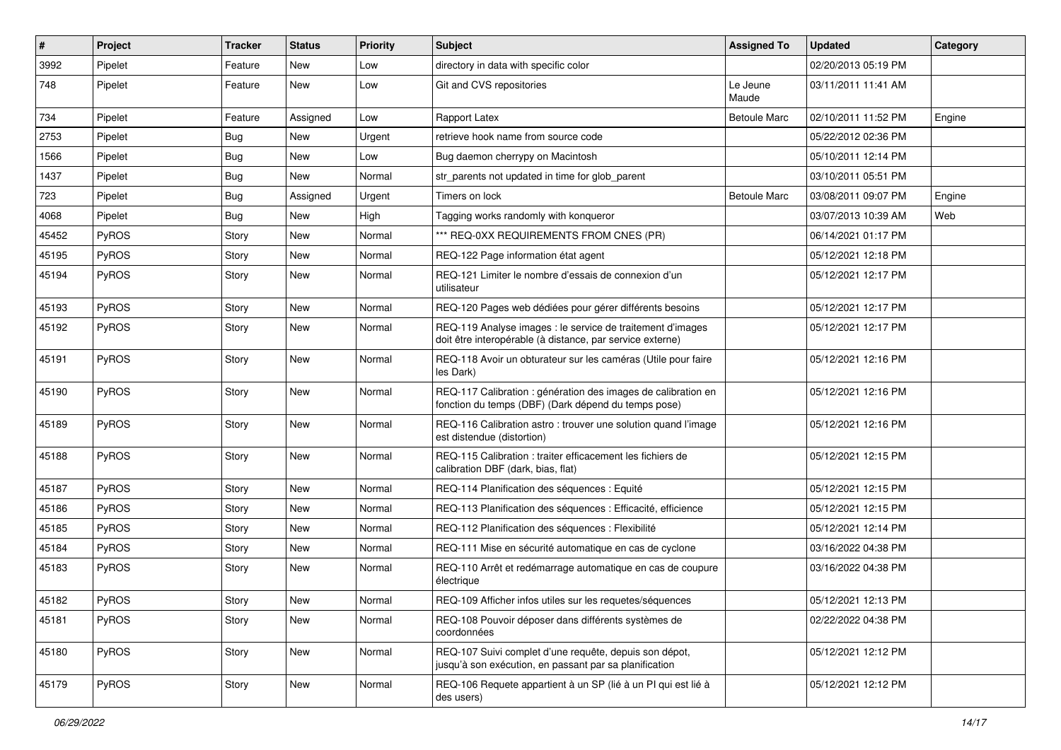| # | Project | Tracker | Status | Priority | Subject | Assigned To | Updated | Category |
|---|---|---|---|---|---|---|---|---|
| 3992 | Pipelet | Feature | New | Low | directory in data with specific color | | 02/20/2013 05:19 PM | |
| 748 | Pipelet | Feature | New | Low | Git and CVS repositories | Le Jeune Maude | 03/11/2011 11:41 AM | |
| 734 | Pipelet | Feature | Assigned | Low | Rapport Latex | Betoule Marc | 02/10/2011 11:52 PM | Engine |
| 2753 | Pipelet | Bug | New | Urgent | retrieve hook name from source code | | 05/22/2012 02:36 PM | |
| 1566 | Pipelet | Bug | New | Low | Bug daemon cherrypy on Macintosh | | 05/10/2011 12:14 PM | |
| 1437 | Pipelet | Bug | New | Normal | str_parents not updated in time for glob_parent | | 03/10/2011 05:51 PM | |
| 723 | Pipelet | Bug | Assigned | Urgent | Timers on lock | Betoule Marc | 03/08/2011 09:07 PM | Engine |
| 4068 | Pipelet | Bug | New | High | Tagging works randomly with konqueror | | 03/07/2013 10:39 AM | Web |
| 45452 | PyROS | Story | New | Normal | *** REQ-0XX REQUIREMENTS FROM CNES (PR) | | 06/14/2021 01:17 PM | |
| 45195 | PyROS | Story | New | Normal | REQ-122 Page information état agent | | 05/12/2021 12:18 PM | |
| 45194 | PyROS | Story | New | Normal | REQ-121 Limiter le nombre d'essais de connexion d'un utilisateur | | 05/12/2021 12:17 PM | |
| 45193 | PyROS | Story | New | Normal | REQ-120 Pages web dédiées pour gérer différents besoins | | 05/12/2021 12:17 PM | |
| 45192 | PyROS | Story | New | Normal | REQ-119 Analyse images : le service de traitement d'images doit être interopérable (à distance, par service externe) | | 05/12/2021 12:17 PM | |
| 45191 | PyROS | Story | New | Normal | REQ-118 Avoir un obturateur sur les caméras (Utile pour faire les Dark) | | 05/12/2021 12:16 PM | |
| 45190 | PyROS | Story | New | Normal | REQ-117 Calibration : génération des images de calibration en fonction du temps (DBF) (Dark dépend du temps pose) | | 05/12/2021 12:16 PM | |
| 45189 | PyROS | Story | New | Normal | REQ-116 Calibration astro : trouver une solution quand l'image est distendue (distortion) | | 05/12/2021 12:16 PM | |
| 45188 | PyROS | Story | New | Normal | REQ-115 Calibration : traiter efficacement les fichiers de calibration DBF (dark, bias, flat) | | 05/12/2021 12:15 PM | |
| 45187 | PyROS | Story | New | Normal | REQ-114 Planification des séquences : Equité | | 05/12/2021 12:15 PM | |
| 45186 | PyROS | Story | New | Normal | REQ-113 Planification des séquences : Efficacité, efficience | | 05/12/2021 12:15 PM | |
| 45185 | PyROS | Story | New | Normal | REQ-112 Planification des séquences : Flexibilité | | 05/12/2021 12:14 PM | |
| 45184 | PyROS | Story | New | Normal | REQ-111 Mise en sécurité automatique en cas de cyclone | | 03/16/2022 04:38 PM | |
| 45183 | PyROS | Story | New | Normal | REQ-110 Arrêt et redémarrage automatique en cas de coupure électrique | | 03/16/2022 04:38 PM | |
| 45182 | PyROS | Story | New | Normal | REQ-109 Afficher infos utiles sur les requetes/séquences | | 05/12/2021 12:13 PM | |
| 45181 | PyROS | Story | New | Normal | REQ-108 Pouvoir déposer dans différents systèmes de coordonnées | | 02/22/2022 04:38 PM | |
| 45180 | PyROS | Story | New | Normal | REQ-107 Suivi complet d'une requête, depuis son dépot, jusqu'à son exécution, en passant par sa planification | | 05/12/2021 12:12 PM | |
| 45179 | PyROS | Story | New | Normal | REQ-106 Requete appartient à un SP (lié à un PI qui est lié à des users) | | 05/12/2021 12:12 PM | |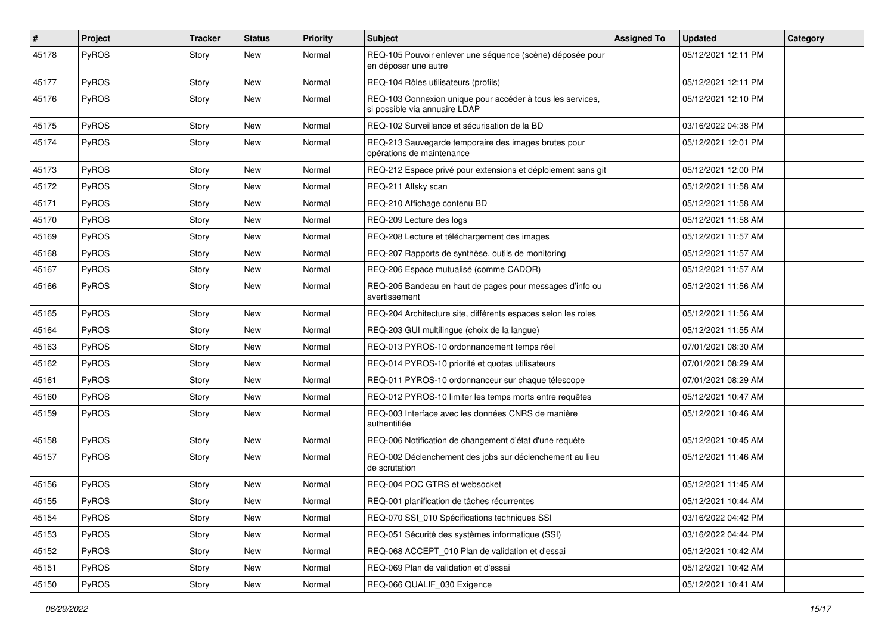| # | Project | Tracker | Status | Priority | Subject | Assigned To | Updated | Category |
|---|---|---|---|---|---|---|---|---|
| 45178 | PyROS | Story | New | Normal | REQ-105 Pouvoir enlever une séquence (scène) déposée pour en déposer une autre | | 05/12/2021 12:11 PM | |
| 45177 | PyROS | Story | New | Normal | REQ-104 Rôles utilisateurs (profils) | | 05/12/2021 12:11 PM | |
| 45176 | PyROS | Story | New | Normal | REQ-103 Connexion unique pour accéder à tous les services, si possible via annuaire LDAP | | 05/12/2021 12:10 PM | |
| 45175 | PyROS | Story | New | Normal | REQ-102 Surveillance et sécurisation de la BD | | 03/16/2022 04:38 PM | |
| 45174 | PyROS | Story | New | Normal | REQ-213 Sauvegarde temporaire des images brutes pour opérations de maintenance | | 05/12/2021 12:01 PM | |
| 45173 | PyROS | Story | New | Normal | REQ-212 Espace privé pour extensions et déploiement sans git | | 05/12/2021 12:00 PM | |
| 45172 | PyROS | Story | New | Normal | REQ-211 Allsky scan | | 05/12/2021 11:58 AM | |
| 45171 | PyROS | Story | New | Normal | REQ-210 Affichage contenu BD | | 05/12/2021 11:58 AM | |
| 45170 | PyROS | Story | New | Normal | REQ-209 Lecture des logs | | 05/12/2021 11:58 AM | |
| 45169 | PyROS | Story | New | Normal | REQ-208 Lecture et téléchargement des images | | 05/12/2021 11:57 AM | |
| 45168 | PyROS | Story | New | Normal | REQ-207 Rapports de synthèse, outils de monitoring | | 05/12/2021 11:57 AM | |
| 45167 | PyROS | Story | New | Normal | REQ-206 Espace mutualisé (comme CADOR) | | 05/12/2021 11:57 AM | |
| 45166 | PyROS | Story | New | Normal | REQ-205 Bandeau en haut de pages pour messages d'info ou avertissement | | 05/12/2021 11:56 AM | |
| 45165 | PyROS | Story | New | Normal | REQ-204 Architecture site, différents espaces selon les roles | | 05/12/2021 11:56 AM | |
| 45164 | PyROS | Story | New | Normal | REQ-203 GUI multilingue (choix de la langue) | | 05/12/2021 11:55 AM | |
| 45163 | PyROS | Story | New | Normal | REQ-013 PYROS-10 ordonnancement temps réel | | 07/01/2021 08:30 AM | |
| 45162 | PyROS | Story | New | Normal | REQ-014 PYROS-10 priorité et quotas utilisateurs | | 07/01/2021 08:29 AM | |
| 45161 | PyROS | Story | New | Normal | REQ-011 PYROS-10 ordonnanceur sur chaque télescope | | 07/01/2021 08:29 AM | |
| 45160 | PyROS | Story | New | Normal | REQ-012 PYROS-10 limiter les temps morts entre requêtes | | 05/12/2021 10:47 AM | |
| 45159 | PyROS | Story | New | Normal | REQ-003 Interface avec les données CNRS de manière authentifiée | | 05/12/2021 10:46 AM | |
| 45158 | PyROS | Story | New | Normal | REQ-006 Notification de changement d'état d'une requête | | 05/12/2021 10:45 AM | |
| 45157 | PyROS | Story | New | Normal | REQ-002 Déclenchement des jobs sur déclenchement au lieu de scrutation | | 05/12/2021 11:46 AM | |
| 45156 | PyROS | Story | New | Normal | REQ-004 POC GTRS et websocket | | 05/12/2021 11:45 AM | |
| 45155 | PyROS | Story | New | Normal | REQ-001 planification de tâches récurrentes | | 05/12/2021 10:44 AM | |
| 45154 | PyROS | Story | New | Normal | REQ-070 SSI_010 Spécifications techniques SSI | | 03/16/2022 04:42 PM | |
| 45153 | PyROS | Story | New | Normal | REQ-051 Sécurité des systèmes informatique (SSI) | | 03/16/2022 04:44 PM | |
| 45152 | PyROS | Story | New | Normal | REQ-068 ACCEPT_010 Plan de validation et d'essai | | 05/12/2021 10:42 AM | |
| 45151 | PyROS | Story | New | Normal | REQ-069 Plan de validation et d'essai | | 05/12/2021 10:42 AM | |
| 45150 | PyROS | Story | New | Normal | REQ-066 QUALIF_030 Exigence | | 05/12/2021 10:41 AM | |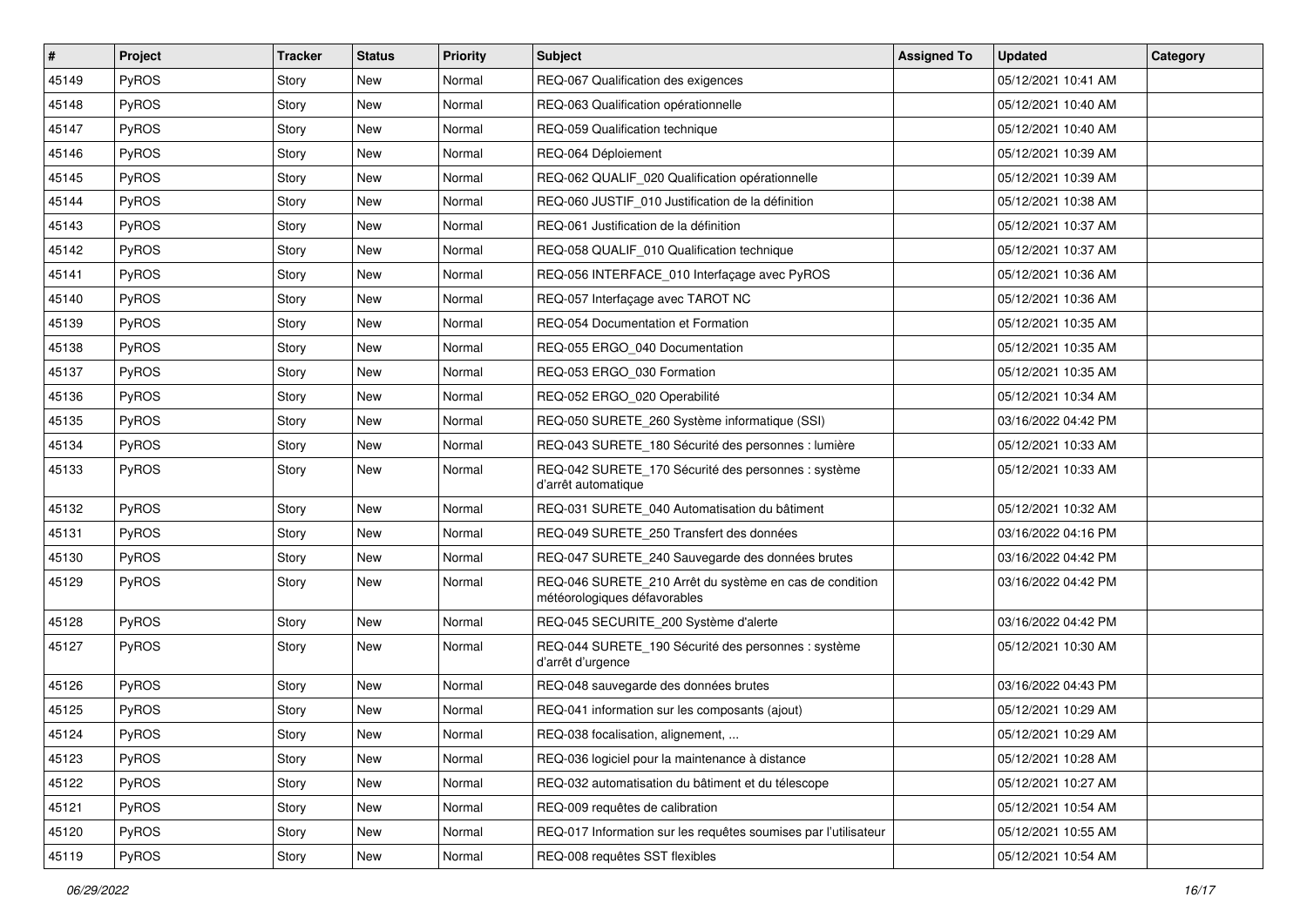| # | Project | Tracker | Status | Priority | Subject | Assigned To | Updated | Category |
|---|---|---|---|---|---|---|---|---|
| 45149 | PyROS | Story | New | Normal | REQ-067 Qualification des exigences | | 05/12/2021 10:41 AM | |
| 45148 | PyROS | Story | New | Normal | REQ-063 Qualification opérationnelle | | 05/12/2021 10:40 AM | |
| 45147 | PyROS | Story | New | Normal | REQ-059 Qualification technique | | 05/12/2021 10:40 AM | |
| 45146 | PyROS | Story | New | Normal | REQ-064 Déploiement | | 05/12/2021 10:39 AM | |
| 45145 | PyROS | Story | New | Normal | REQ-062 QUALIF_020 Qualification opérationnelle | | 05/12/2021 10:39 AM | |
| 45144 | PyROS | Story | New | Normal | REQ-060 JUSTIF_010 Justification de la définition | | 05/12/2021 10:38 AM | |
| 45143 | PyROS | Story | New | Normal | REQ-061 Justification de la définition | | 05/12/2021 10:37 AM | |
| 45142 | PyROS | Story | New | Normal | REQ-058 QUALIF_010 Qualification technique | | 05/12/2021 10:37 AM | |
| 45141 | PyROS | Story | New | Normal | REQ-056 INTERFACE_010 Interfaçage avec PyROS | | 05/12/2021 10:36 AM | |
| 45140 | PyROS | Story | New | Normal | REQ-057 Interfaçage avec TAROT NC | | 05/12/2021 10:36 AM | |
| 45139 | PyROS | Story | New | Normal | REQ-054 Documentation et Formation | | 05/12/2021 10:35 AM | |
| 45138 | PyROS | Story | New | Normal | REQ-055 ERGO_040 Documentation | | 05/12/2021 10:35 AM | |
| 45137 | PyROS | Story | New | Normal | REQ-053 ERGO_030 Formation | | 05/12/2021 10:35 AM | |
| 45136 | PyROS | Story | New | Normal | REQ-052 ERGO_020 Operabilité | | 05/12/2021 10:34 AM | |
| 45135 | PyROS | Story | New | Normal | REQ-050 SURETE_260 Système informatique (SSI) | | 03/16/2022 04:42 PM | |
| 45134 | PyROS | Story | New | Normal | REQ-043 SURETE_180 Sécurité des personnes : lumière | | 05/12/2021 10:33 AM | |
| 45133 | PyROS | Story | New | Normal | REQ-042 SURETE_170 Sécurité des personnes : système d'arrêt automatique | | 05/12/2021 10:33 AM | |
| 45132 | PyROS | Story | New | Normal | REQ-031 SURETE_040 Automatisation du bâtiment | | 05/12/2021 10:32 AM | |
| 45131 | PyROS | Story | New | Normal | REQ-049 SURETE_250 Transfert des données | | 03/16/2022 04:16 PM | |
| 45130 | PyROS | Story | New | Normal | REQ-047 SURETE_240 Sauvegarde des données brutes | | 03/16/2022 04:42 PM | |
| 45129 | PyROS | Story | New | Normal | REQ-046 SURETE_210 Arrêt du système en cas de condition météorologiques défavorables | | 03/16/2022 04:42 PM | |
| 45128 | PyROS | Story | New | Normal | REQ-045 SECURITE_200 Système d'alerte | | 03/16/2022 04:42 PM | |
| 45127 | PyROS | Story | New | Normal | REQ-044 SURETE_190 Sécurité des personnes : système d'arrêt d'urgence | | 05/12/2021 10:30 AM | |
| 45126 | PyROS | Story | New | Normal | REQ-048 sauvegarde des données brutes | | 03/16/2022 04:43 PM | |
| 45125 | PyROS | Story | New | Normal | REQ-041 information sur les composants (ajout) | | 05/12/2021 10:29 AM | |
| 45124 | PyROS | Story | New | Normal | REQ-038 focalisation, alignement, ... | | 05/12/2021 10:29 AM | |
| 45123 | PyROS | Story | New | Normal | REQ-036 logiciel pour la maintenance à distance | | 05/12/2021 10:28 AM | |
| 45122 | PyROS | Story | New | Normal | REQ-032 automatisation du bâtiment et du télescope | | 05/12/2021 10:27 AM | |
| 45121 | PyROS | Story | New | Normal | REQ-009 requêtes de calibration | | 05/12/2021 10:54 AM | |
| 45120 | PyROS | Story | New | Normal | REQ-017 Information sur les requêtes soumises par l'utilisateur | | 05/12/2021 10:55 AM | |
| 45119 | PyROS | Story | New | Normal | REQ-008 requêtes SST flexibles | | 05/12/2021 10:54 AM | |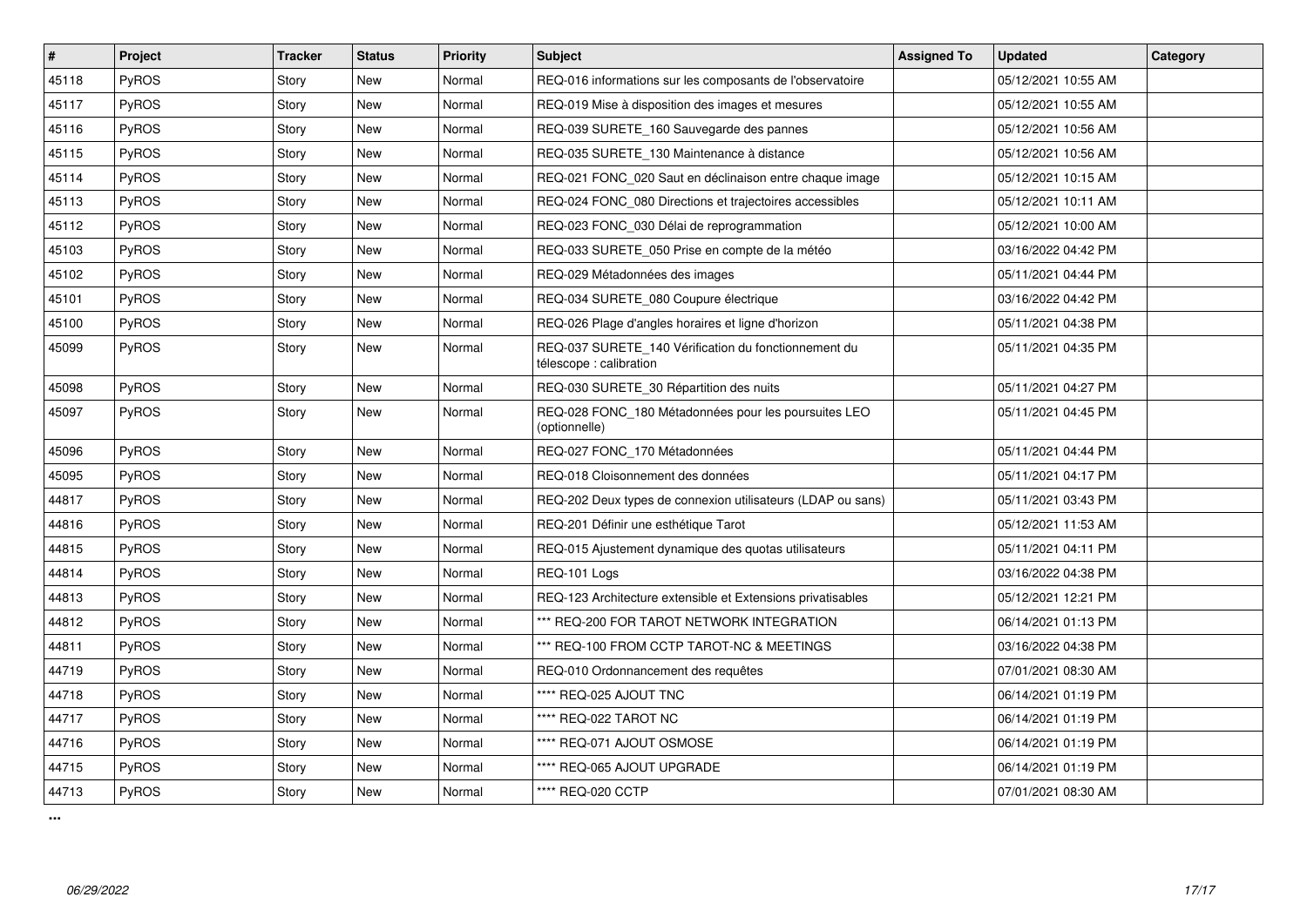| # | Project | Tracker | Status | Priority | Subject | Assigned To | Updated | Category |
|---|---|---|---|---|---|---|---|---|
| 45118 | PyROS | Story | New | Normal | REQ-016 informations sur les composants de l'observatoire | | 05/12/2021 10:55 AM | |
| 45117 | PyROS | Story | New | Normal | REQ-019 Mise à disposition des images et mesures | | 05/12/2021 10:55 AM | |
| 45116 | PyROS | Story | New | Normal | REQ-039 SURETE_160 Sauvegarde des pannes | | 05/12/2021 10:56 AM | |
| 45115 | PyROS | Story | New | Normal | REQ-035 SURETE_130 Maintenance à distance | | 05/12/2021 10:56 AM | |
| 45114 | PyROS | Story | New | Normal | REQ-021 FONC_020 Saut en déclinaison entre chaque image | | 05/12/2021 10:15 AM | |
| 45113 | PyROS | Story | New | Normal | REQ-024 FONC_080 Directions et trajectoires accessibles | | 05/12/2021 10:11 AM | |
| 45112 | PyROS | Story | New | Normal | REQ-023 FONC_030 Délai de reprogrammation | | 05/12/2021 10:00 AM | |
| 45103 | PyROS | Story | New | Normal | REQ-033 SURETE_050 Prise en compte de la météo | | 03/16/2022 04:42 PM | |
| 45102 | PyROS | Story | New | Normal | REQ-029 Métadonnées des images | | 05/11/2021 04:44 PM | |
| 45101 | PyROS | Story | New | Normal | REQ-034 SURETE_080 Coupure électrique | | 03/16/2022 04:42 PM | |
| 45100 | PyROS | Story | New | Normal | REQ-026 Plage d'angles horaires et ligne d'horizon | | 05/11/2021 04:38 PM | |
| 45099 | PyROS | Story | New | Normal | REQ-037 SURETE_140 Vérification du fonctionnement du télescope : calibration | | 05/11/2021 04:35 PM | |
| 45098 | PyROS | Story | New | Normal | REQ-030 SURETE_30 Répartition des nuits | | 05/11/2021 04:27 PM | |
| 45097 | PyROS | Story | New | Normal | REQ-028 FONC_180 Métadonnées pour les poursuites LEO (optionnelle) | | 05/11/2021 04:45 PM | |
| 45096 | PyROS | Story | New | Normal | REQ-027 FONC_170 Métadonnées | | 05/11/2021 04:44 PM | |
| 45095 | PyROS | Story | New | Normal | REQ-018 Cloisonnement des données | | 05/11/2021 04:17 PM | |
| 44817 | PyROS | Story | New | Normal | REQ-202 Deux types de connexion utilisateurs (LDAP ou sans) | | 05/11/2021 03:43 PM | |
| 44816 | PyROS | Story | New | Normal | REQ-201 Définir une esthétique Tarot | | 05/12/2021 11:53 AM | |
| 44815 | PyROS | Story | New | Normal | REQ-015 Ajustement dynamique des quotas utilisateurs | | 05/11/2021 04:11 PM | |
| 44814 | PyROS | Story | New | Normal | REQ-101 Logs | | 03/16/2022 04:38 PM | |
| 44813 | PyROS | Story | New | Normal | REQ-123 Architecture extensible et Extensions privatisables | | 05/12/2021 12:21 PM | |
| 44812 | PyROS | Story | New | Normal | *** REQ-200 FOR TAROT NETWORK INTEGRATION | | 06/14/2021 01:13 PM | |
| 44811 | PyROS | Story | New | Normal | *** REQ-100 FROM CCTP TAROT-NC & MEETINGS | | 03/16/2022 04:38 PM | |
| 44719 | PyROS | Story | New | Normal | REQ-010 Ordonnancement des requêtes | | 07/01/2021 08:30 AM | |
| 44718 | PyROS | Story | New | Normal | **** REQ-025 AJOUT TNC | | 06/14/2021 01:19 PM | |
| 44717 | PyROS | Story | New | Normal | **** REQ-022 TAROT NC | | 06/14/2021 01:19 PM | |
| 44716 | PyROS | Story | New | Normal | **** REQ-071 AJOUT OSMOSE | | 06/14/2021 01:19 PM | |
| 44715 | PyROS | Story | New | Normal | **** REQ-065 AJOUT UPGRADE | | 06/14/2021 01:19 PM | |
| 44713 | PyROS | Story | New | Normal | **** REQ-020 CCTP | | 07/01/2021 08:30 AM | |

...